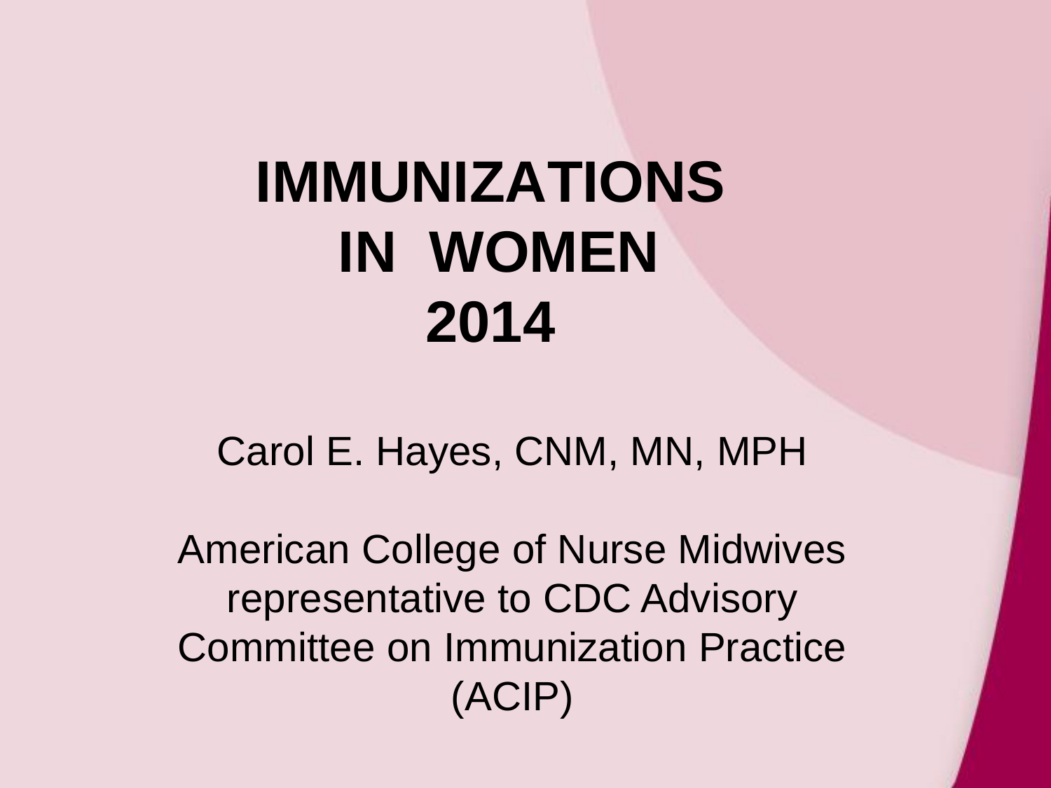# IMMUNIZATIONS IN WOMEN 2014

Carol E. Hayes, CNM, MN, MPH

American College of Nurse Midwives representative to CDC Advisory Committee on Immunization Practice (ACIP)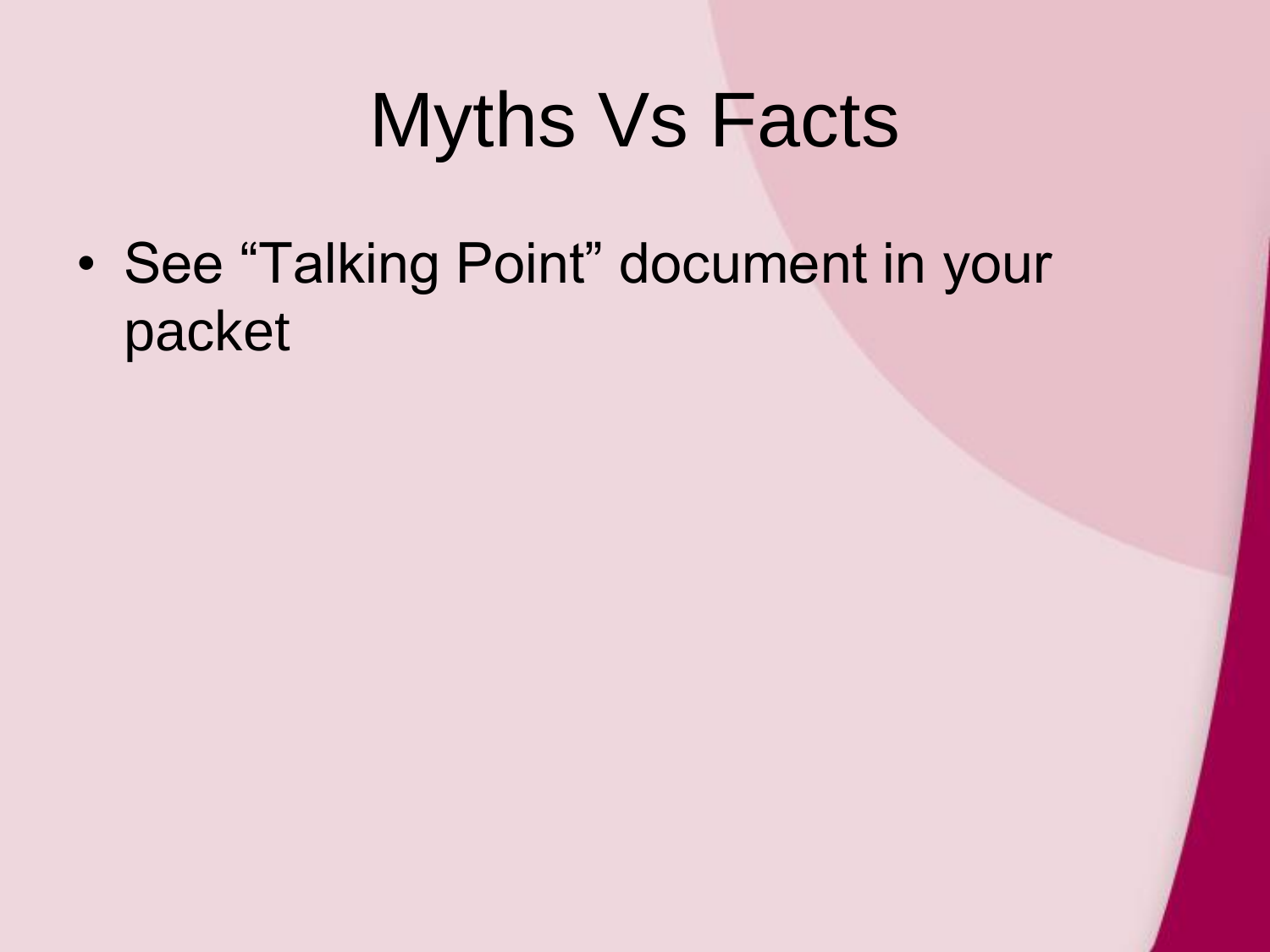# Myths Vs Facts

- See “Talking Point” document in your packet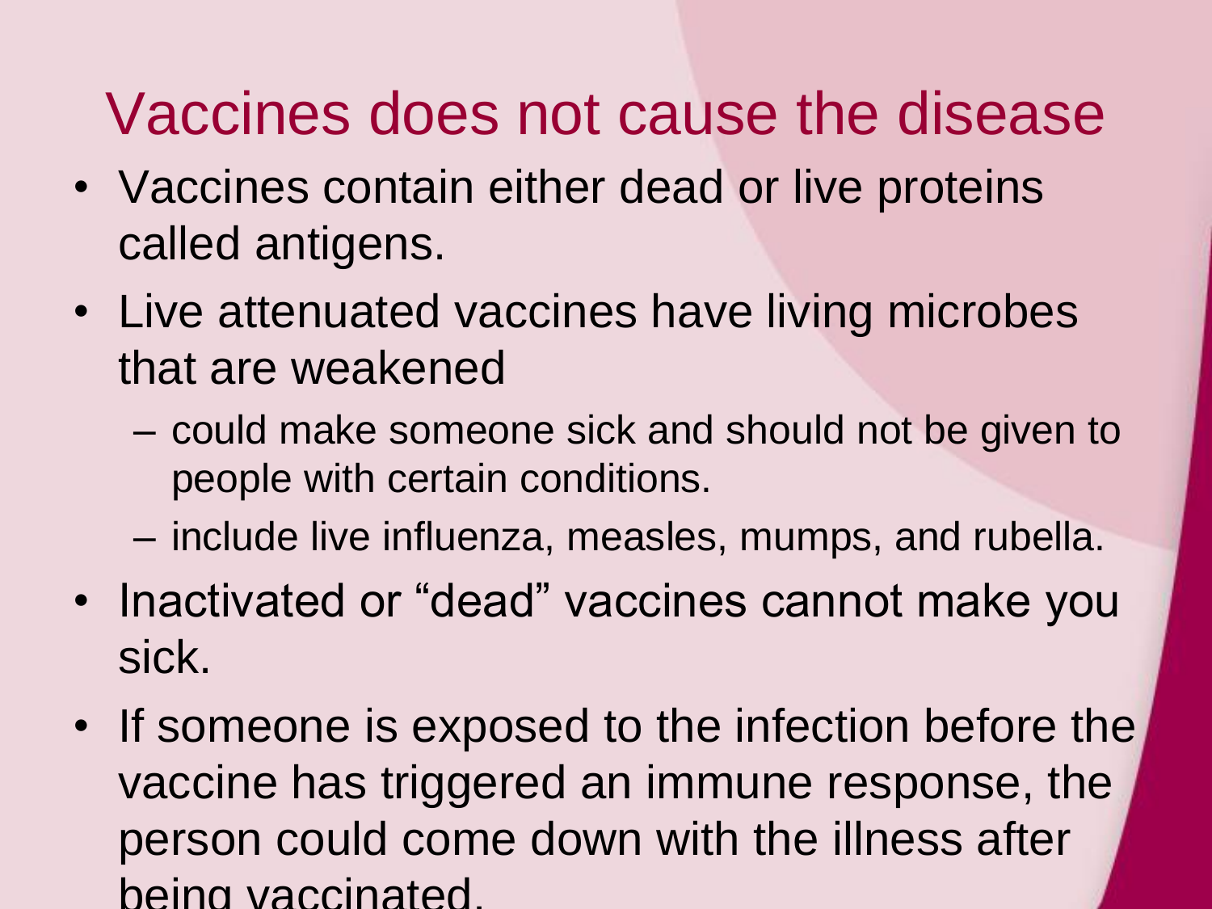# Vaccines does not cause the disease

- Vaccines contain either dead or live proteins called antigens.
- Live attenuated vaccines have living microbes that are weakened
  - could make someone sick and should not be given to people with certain conditions.
  - include live influenza, measles, mumps, and rubella.
- Inactivated or "dead" vaccines cannot make you sick.
- If someone is exposed to the infection before the vaccine has triggered an immune response, the person could come down with the illness after being vaccinated.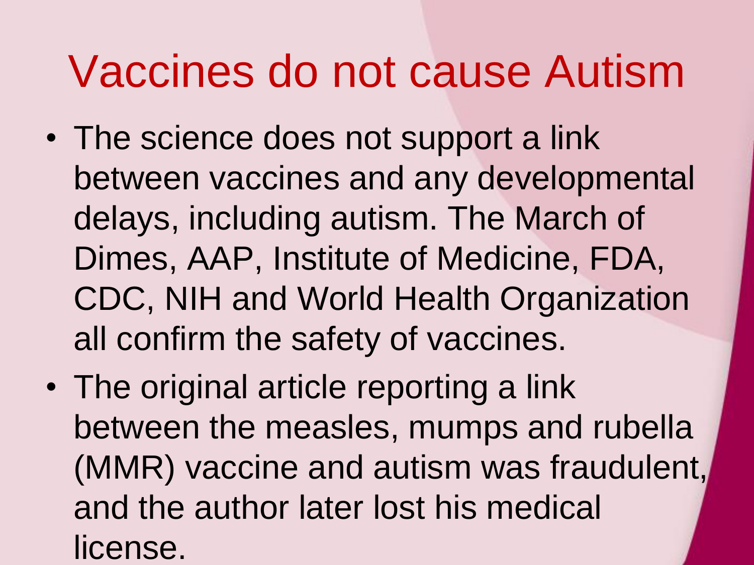# Vaccines do not cause Autism

- The science does not support a link between vaccines and any developmental delays, including autism. The March of Dimes, AAP, Institute of Medicine, FDA, CDC, NIH and World Health Organization all confirm the safety of vaccines.
- The original article reporting a link between the measles, mumps and rubella (MMR) vaccine and autism was fraudulent, and the author later lost his medical license.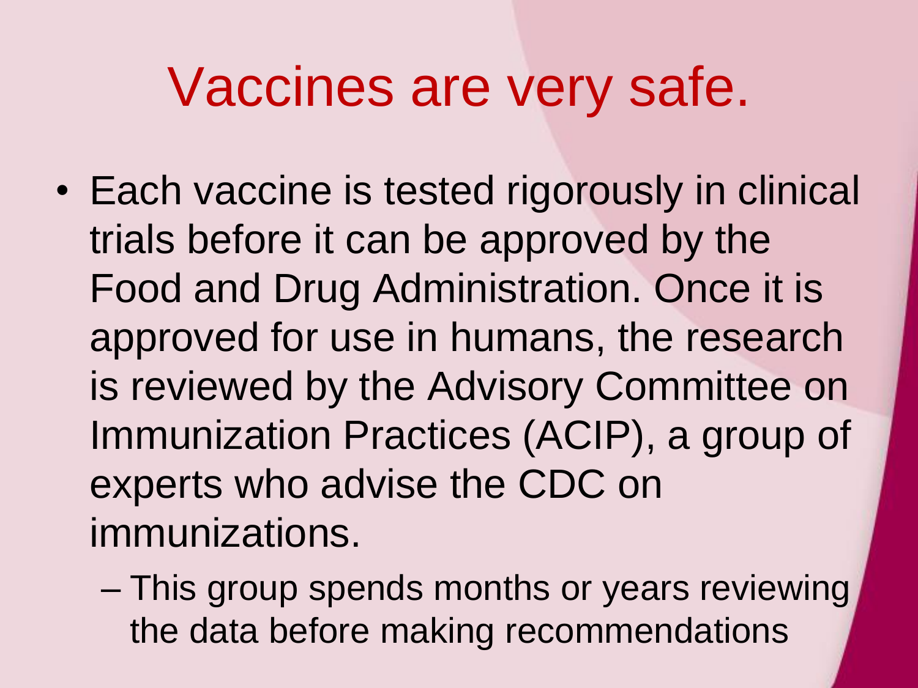# Vaccines are very safe.

- Each vaccine is tested rigorously in clinical trials before it can be approved by the Food and Drug Administration. Once it is approved for use in humans, the research is reviewed by the Advisory Committee on Immunization Practices (ACIP), a group of experts who advise the CDC on immunizations.
  - This group spends months or years reviewing the data before making recommendations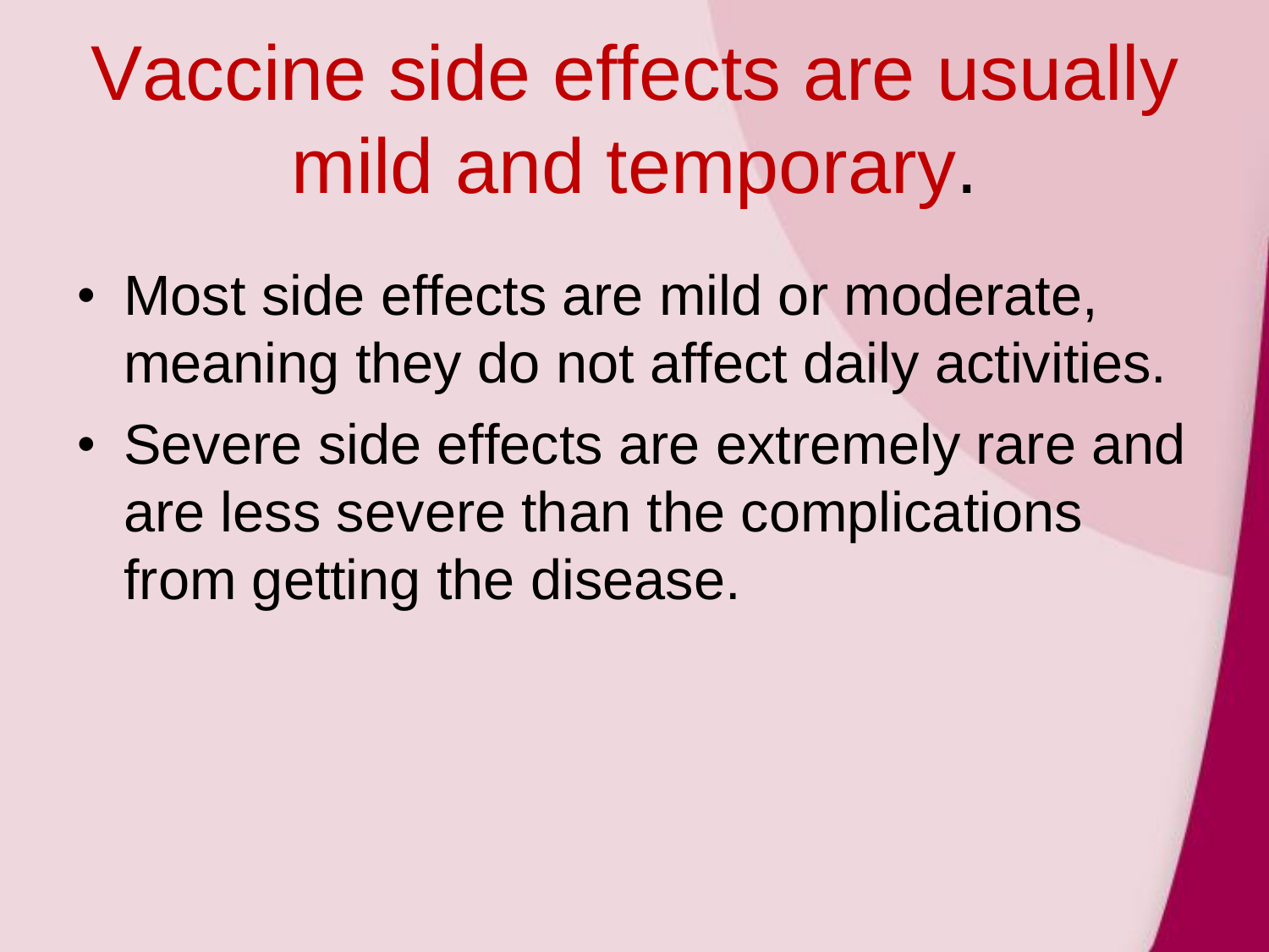# Vaccine side effects are usually mild and temporary.

- Most side effects are mild or moderate, meaning they do not affect daily activities.
- Severe side effects are extremely rare and are less severe than the complications from getting the disease.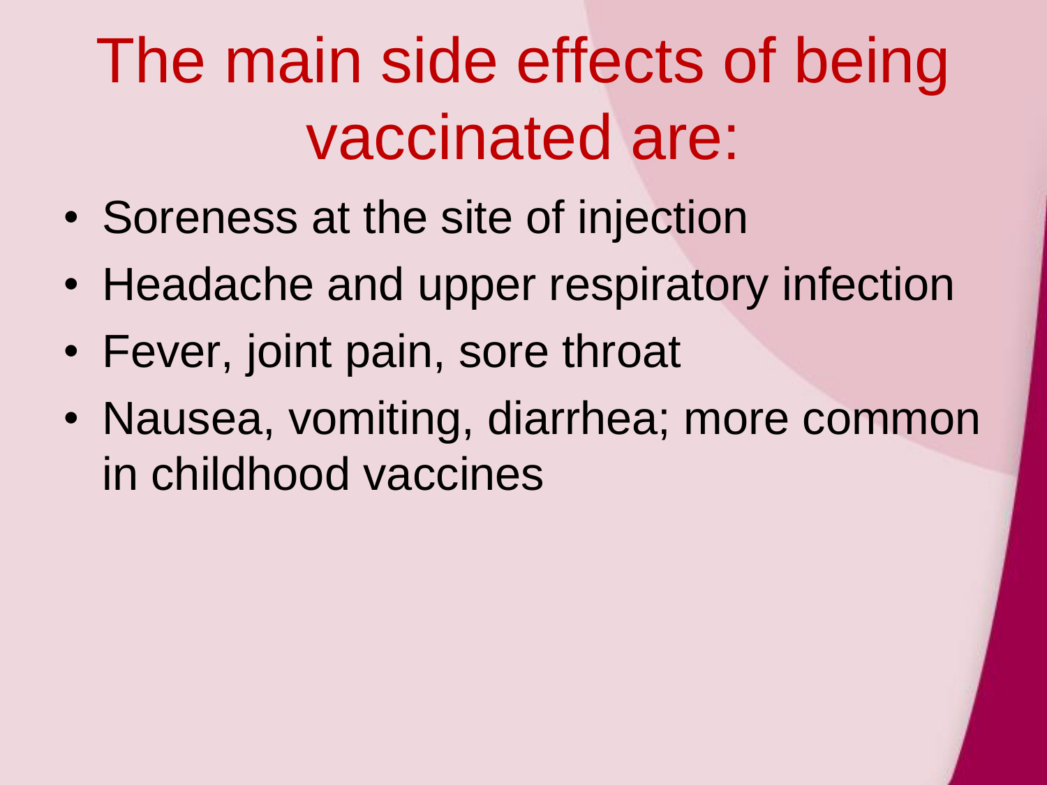# The main side effects of being vaccinated are:

- Soreness at the site of injection
- Headache and upper respiratory infection
- Fever, joint pain, sore throat
- Nausea, vomiting, diarrhea; more common in childhood vaccines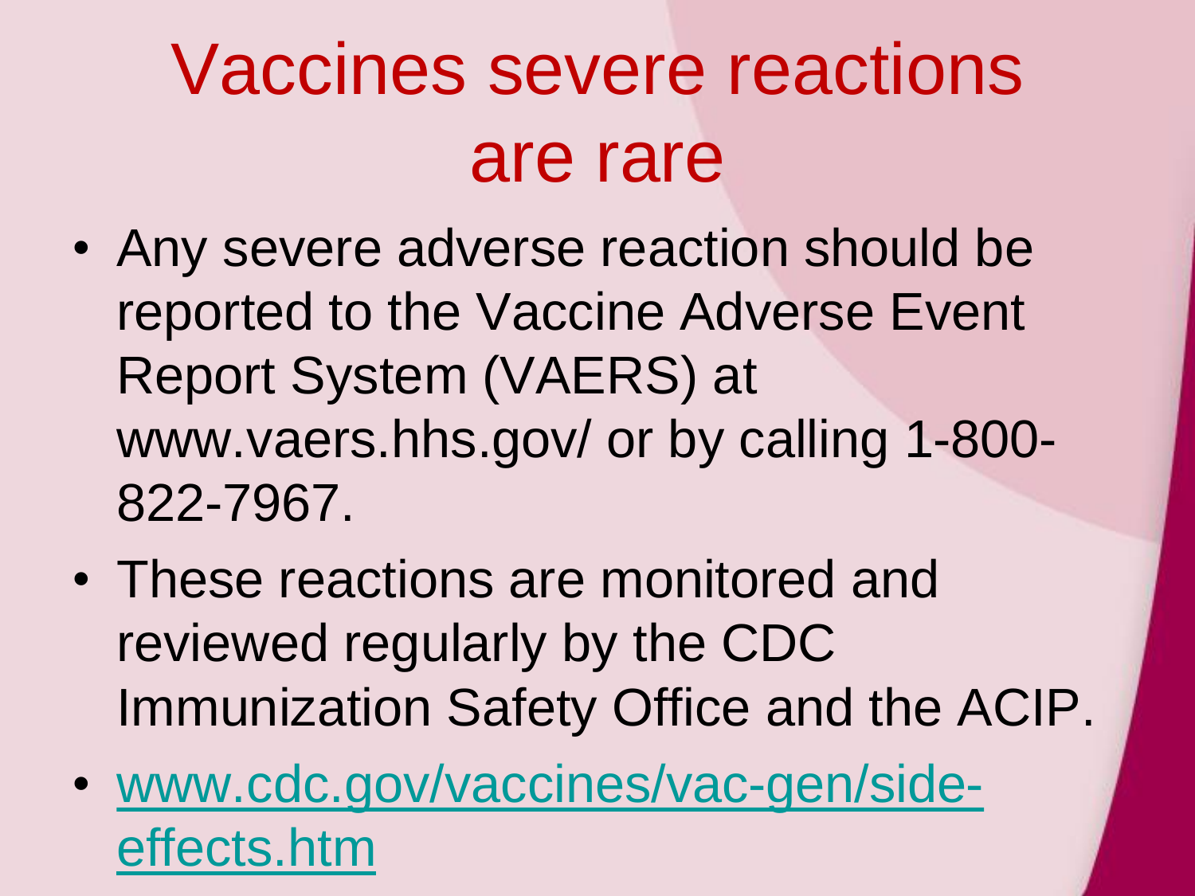# Vaccines severe reactions are rare

- Any severe adverse reaction should be reported to the Vaccine Adverse Event Report System (VAERS) at www.vaers.hhs.gov/ or by calling 1-800-822-7967.
- These reactions are monitored and reviewed regularly by the CDC Immunization Safety Office and the ACIP.
- [www.cdc.gov/vaccines/vac-gen/side-effects.htm](http://www.cdc.gov/vaccines/vac-gen/side-effects.htm)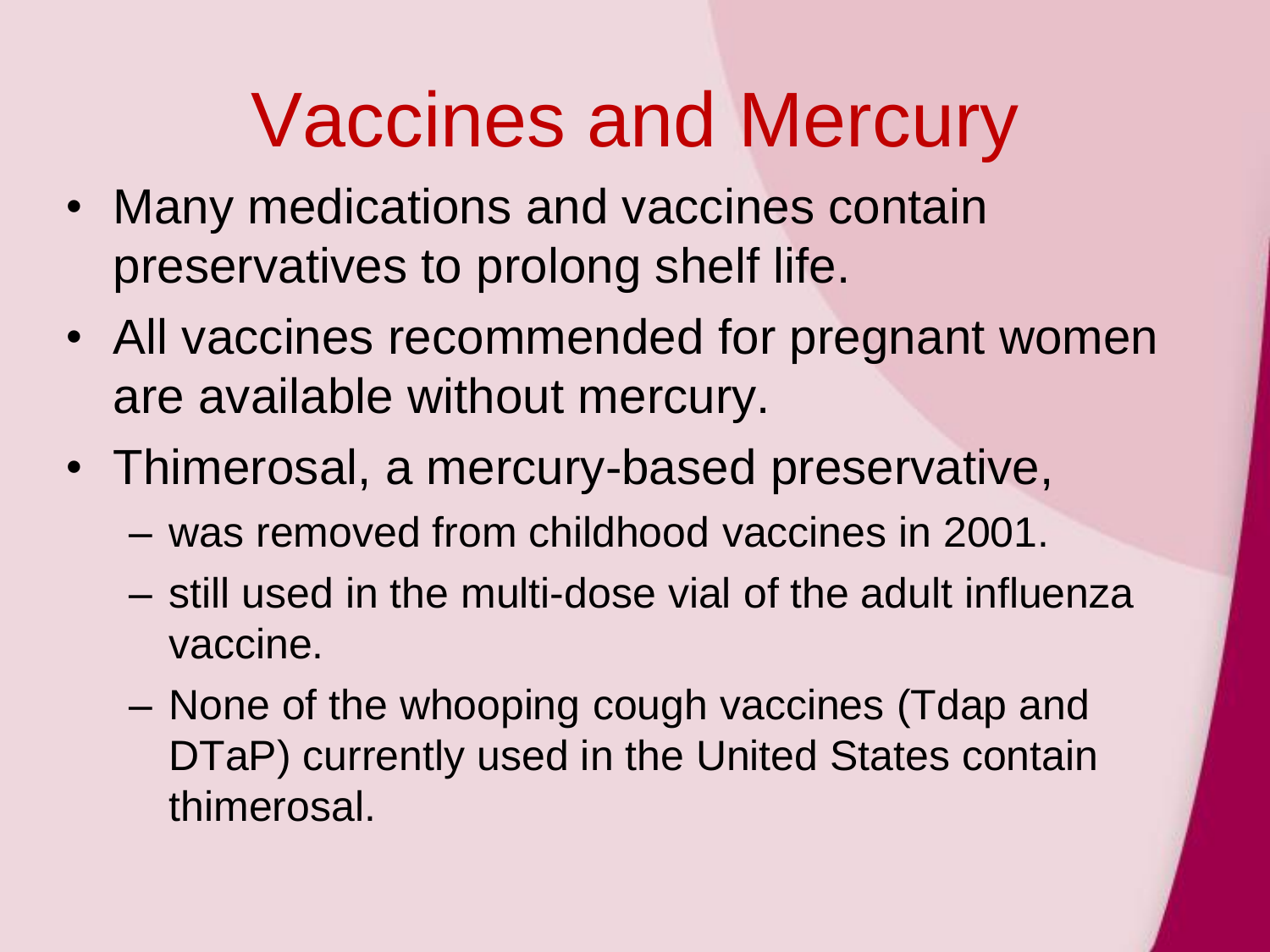# Vaccines and Mercury

- Many medications and vaccines contain preservatives to prolong shelf life.
- All vaccines recommended for pregnant women are available without mercury.
- Thimerosal, a mercury-based preservative,
  - was removed from childhood vaccines in 2001.
  - still used in the multi-dose vial of the adult influenza vaccine.
  - None of the whooping cough vaccines (Tdap and DTaP) currently used in the United States contain thimerosal.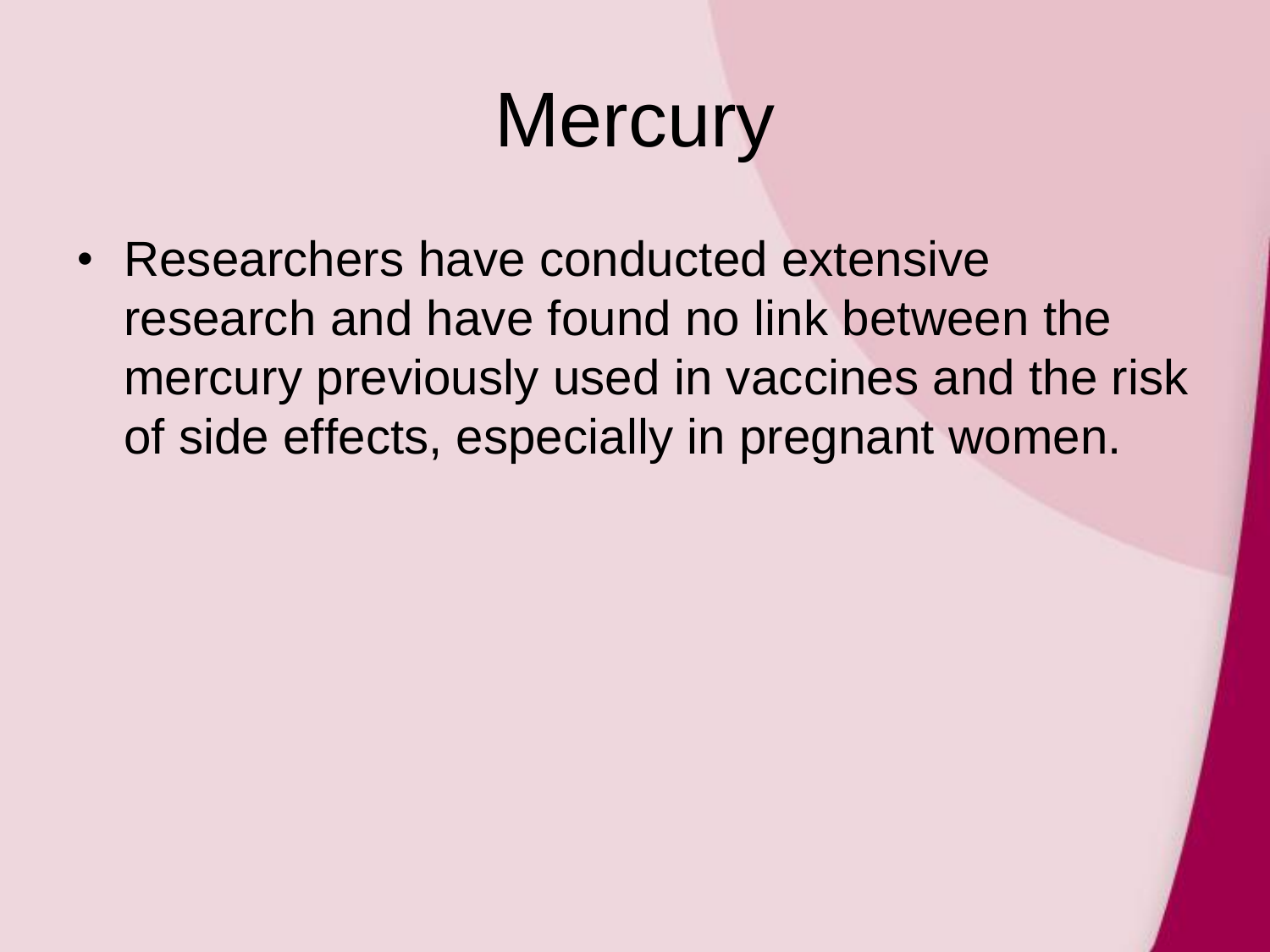# Mercury

- Researchers have conducted extensive research and have found no link between the mercury previously used in vaccines and the risk of side effects, especially in pregnant women.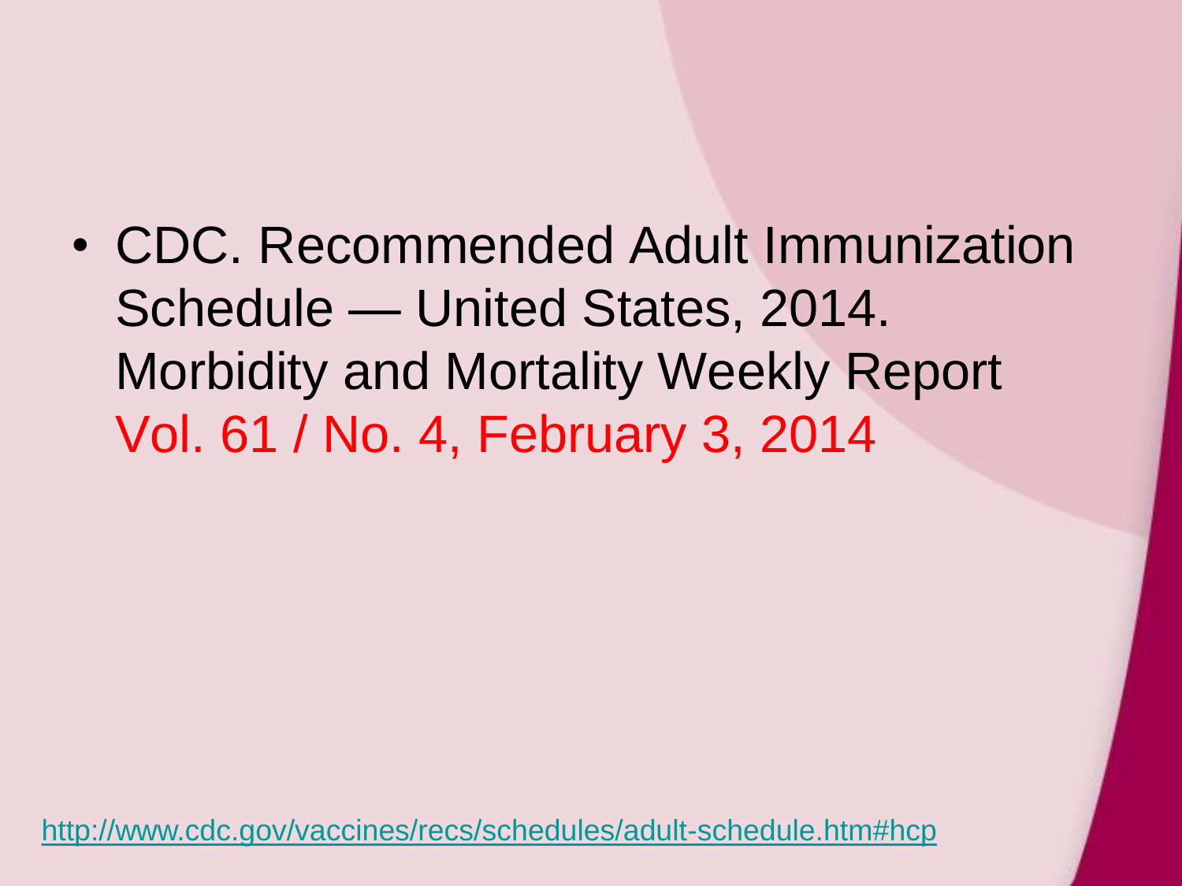- CDC. Recommended Adult Immunization Schedule — United States, 2014. Morbidity and Mortality Weekly Report Vol. 61 / No. 4, February 3, 2014

http://www.cdc.gov/vaccines/recs/schedules/adult-schedule.htm#hcp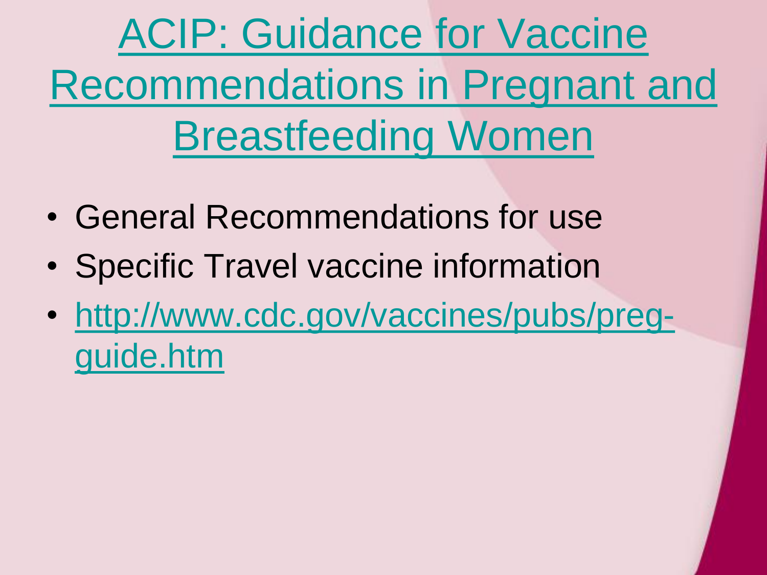# ACIP: Guidance for Vaccine Recommendations in Pregnant and Breastfeeding Women

- General Recommendations for use
- Specific Travel vaccine information
- http://www.cdc.gov/vaccines/pubs/preg-guide.htm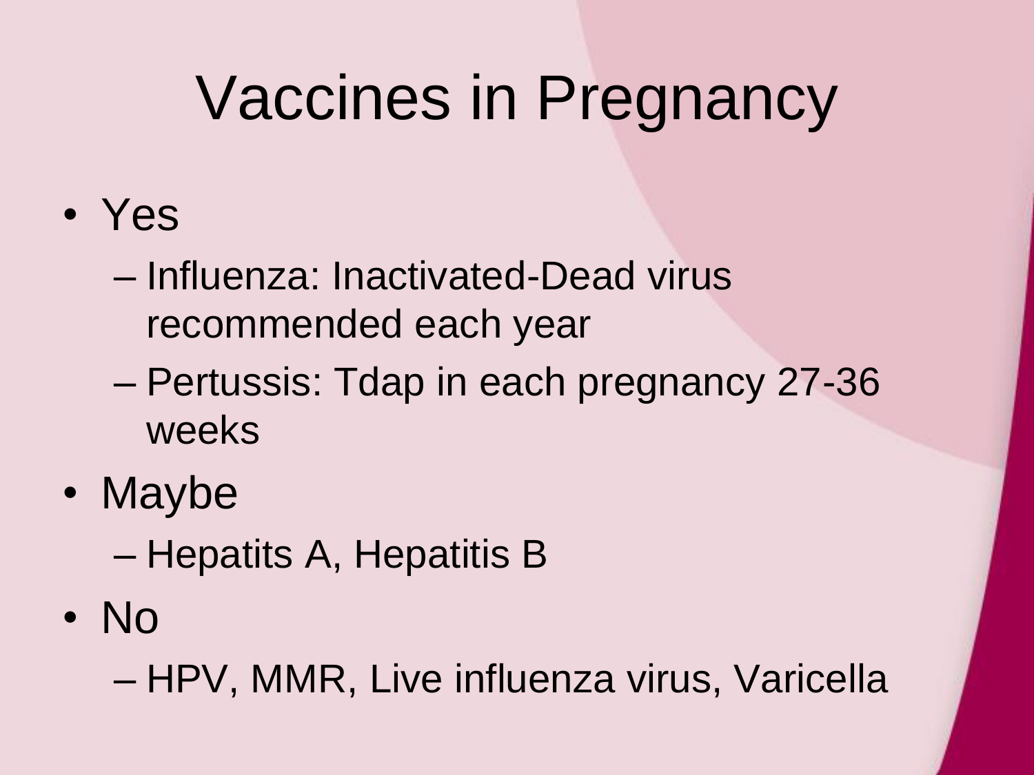# Vaccines in Pregnancy

- Yes
  - Influenza: Inactivated-Dead virus recommended each year
  - Pertussis: Tdap in each pregnancy 27-36 weeks
- Maybe
  - Hepatits A, Hepatitis B
- No
  - HPV, MMR, Live influenza virus, Varicella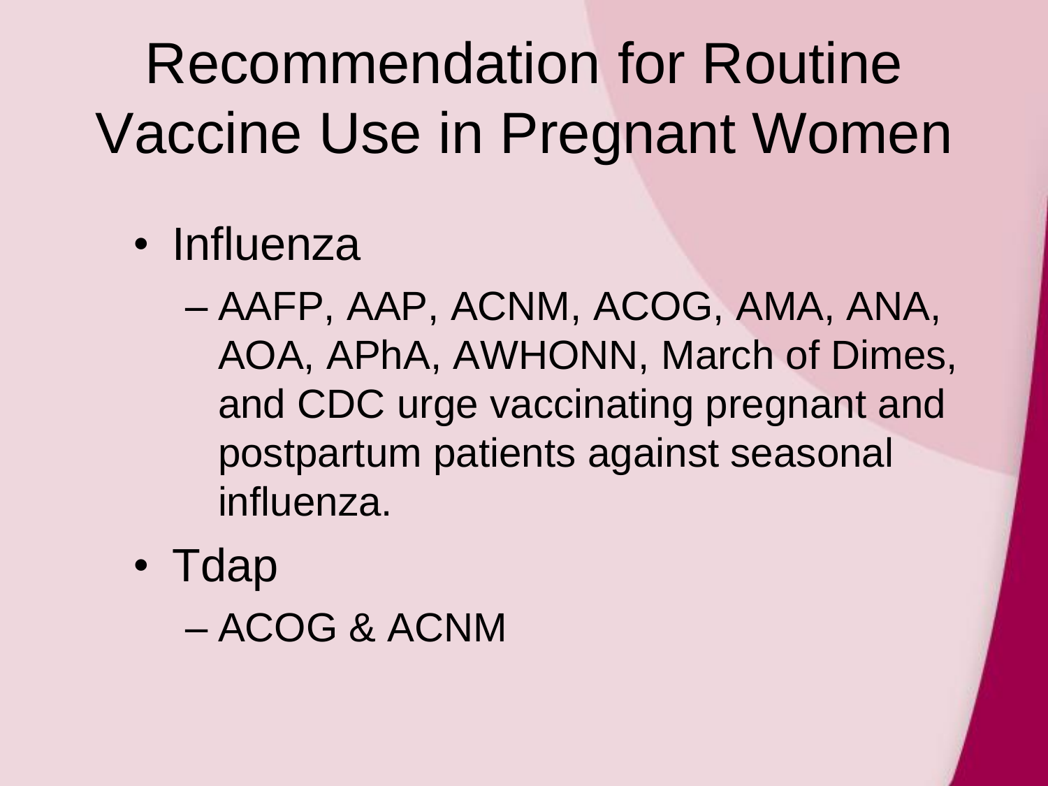# Recommendation for Routine Vaccine Use in Pregnant Women

- Influenza
  - AAFP, AAP, ACNM, ACOG, AMA, ANA, AOA, APhA, AWHONN, March of Dimes, and CDC urge vaccinating pregnant and postpartum patients against seasonal influenza.
- Tdap
  - ACOG & ACNM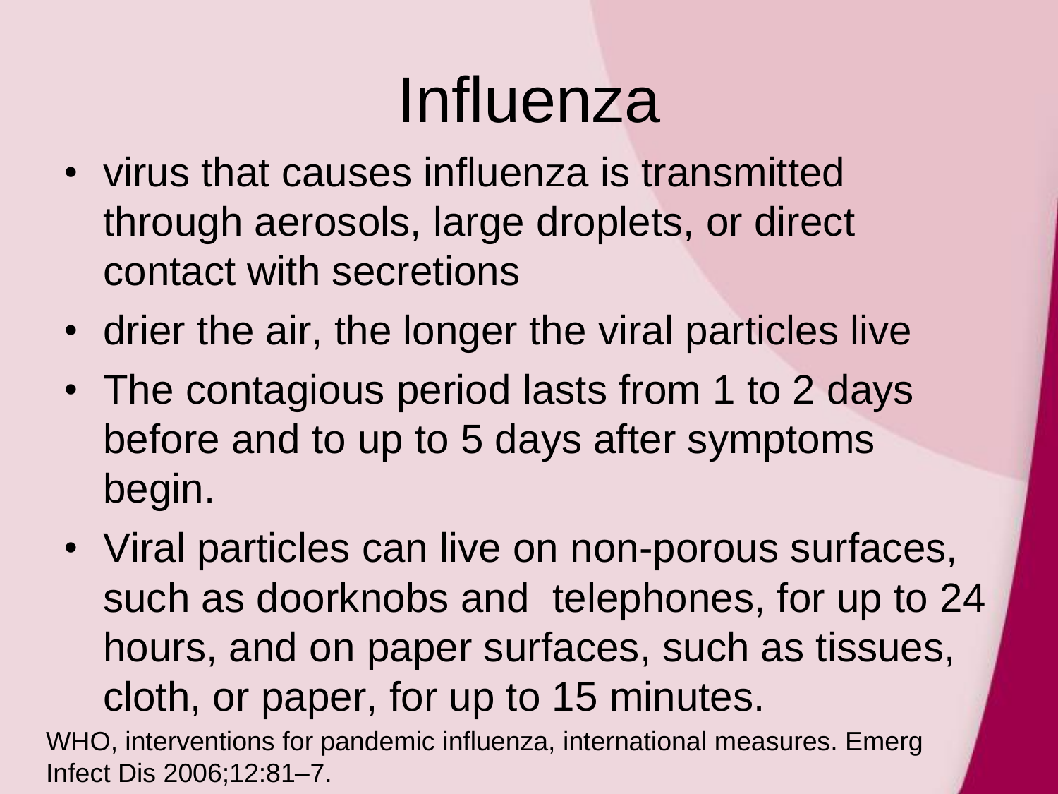# Influenza

- virus that causes influenza is transmitted through aerosols, large droplets, or direct contact with secretions
- drier the air, the longer the viral particles live
- The contagious period lasts from 1 to 2 days before and to up to 5 days after symptoms begin.
- Viral particles can live on non-porous surfaces, such as doorknobs and telephones, for up to 24 hours, and on paper surfaces, such as tissues, cloth, or paper, for up to 15 minutes.

WHO, interventions for pandemic influenza, international measures. Emerg Infect Dis 2006;12:81–7.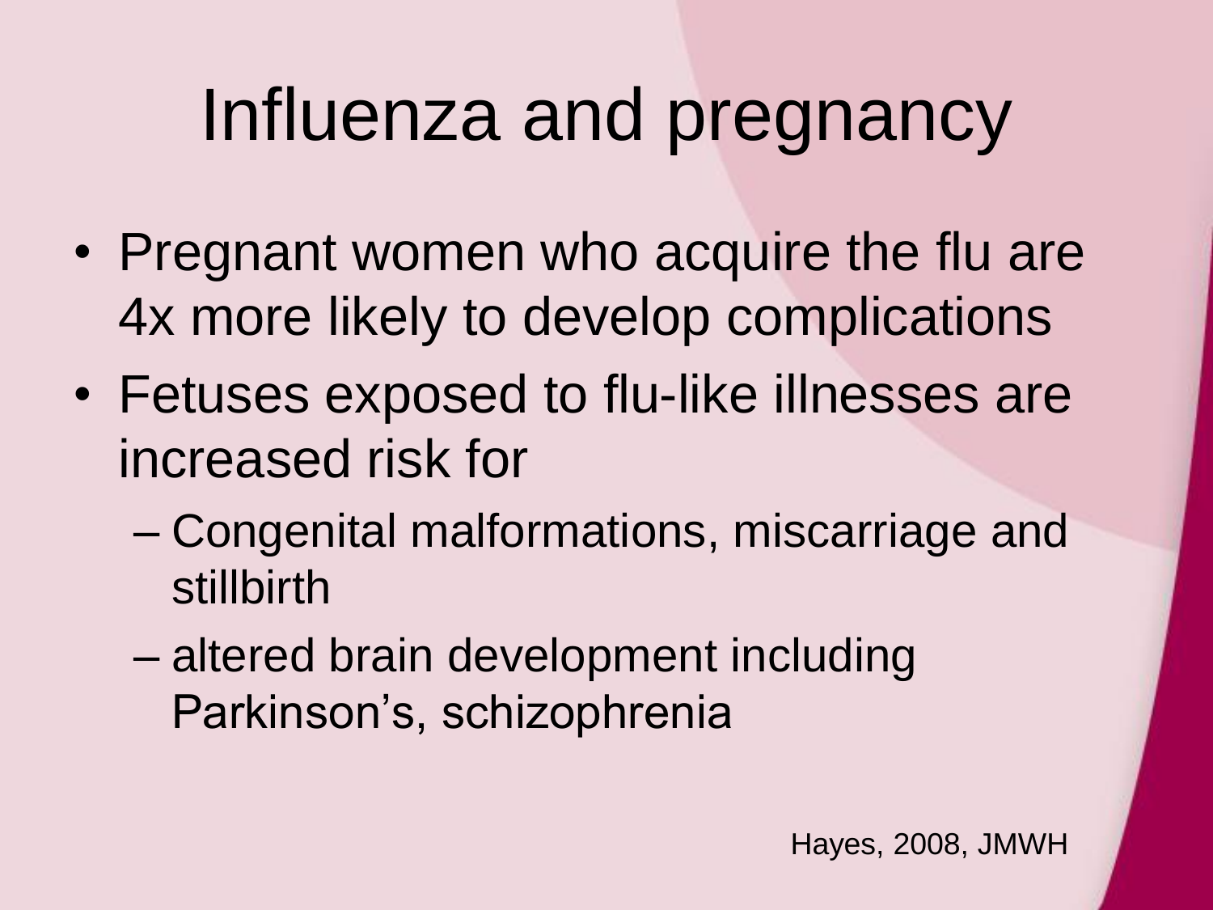# Influenza and pregnancy

- Pregnant women who acquire the flu are 4x more likely to develop complications
- Fetuses exposed to flu-like illnesses are increased risk for
  - Congenital malformations, miscarriage and stillbirth
  - altered brain development including Parkinson's, schizophrenia

Hayes, 2008, JMWH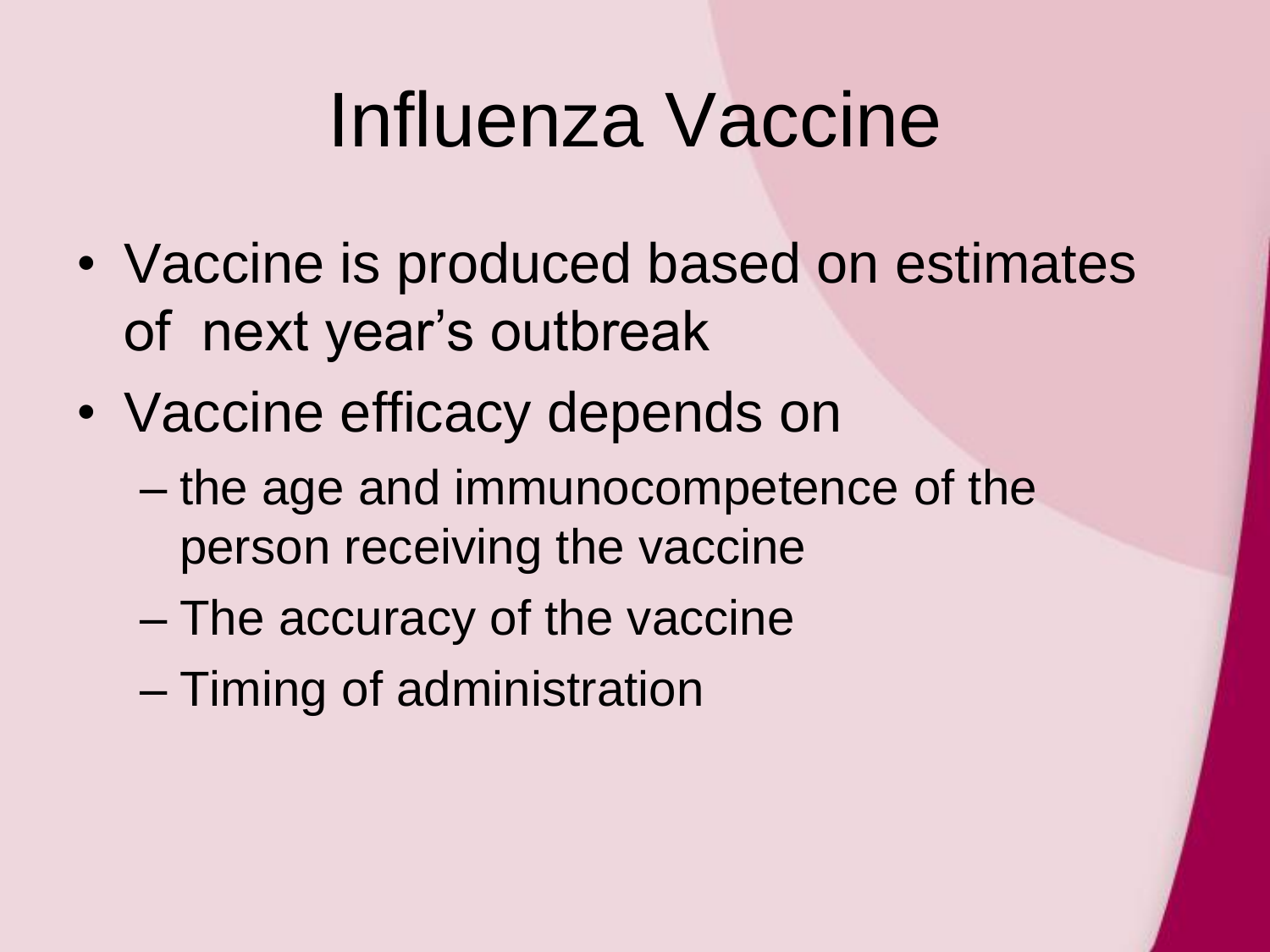# Influenza Vaccine

- Vaccine is produced based on estimates of next year's outbreak
- Vaccine efficacy depends on
  - the age and immunocompetence of the person receiving the vaccine
  - The accuracy of the vaccine
  - Timing of administration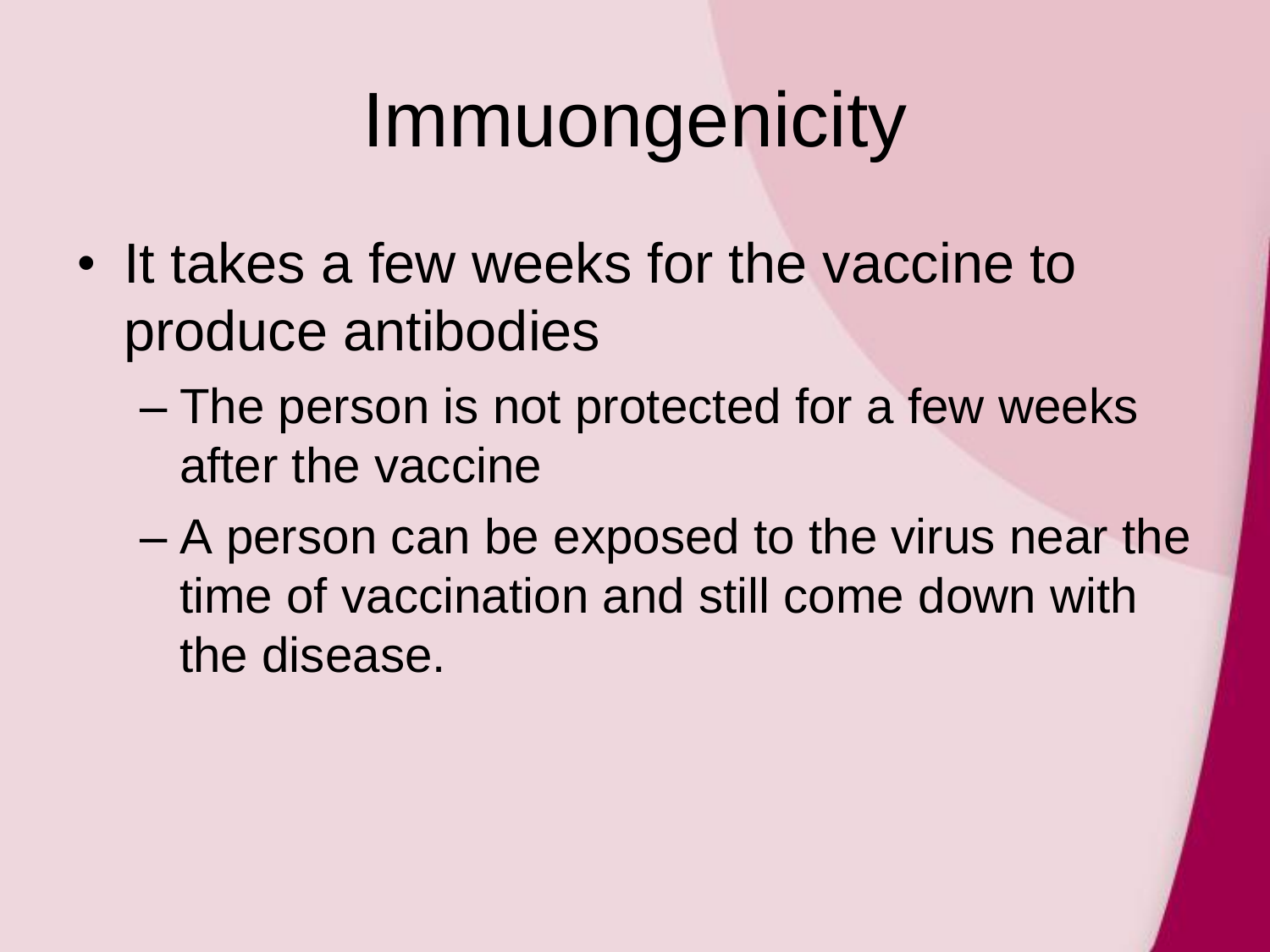# Immuongenicity

- It takes a few weeks for the vaccine to produce antibodies
  - The person is not protected for a few weeks after the vaccine
  - A person can be exposed to the virus near the time of vaccination and still come down with the disease.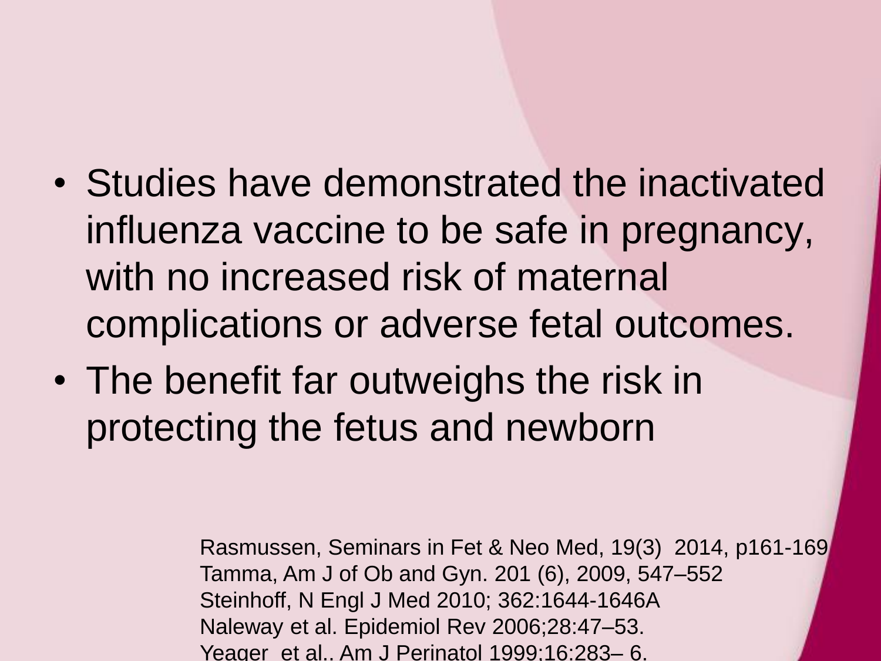- Studies have demonstrated the inactivated influenza vaccine to be safe in pregnancy, with no increased risk of maternal complications or adverse fetal outcomes.
- The benefit far outweighs the risk in protecting the fetus and newborn

Rasmussen, Seminars in Fet & Neo Med, 19(3) 2014, p161-169
Tamma, Am J of Ob and Gyn. 201 (6), 2009, 547–552
Steinhoff, N Engl J Med 2010; 362:1644-1646A
Naleway et al. Epidemiol Rev 2006;28:47–53.
Yeager et al., Am J Perinatol 1999;16:283– 6.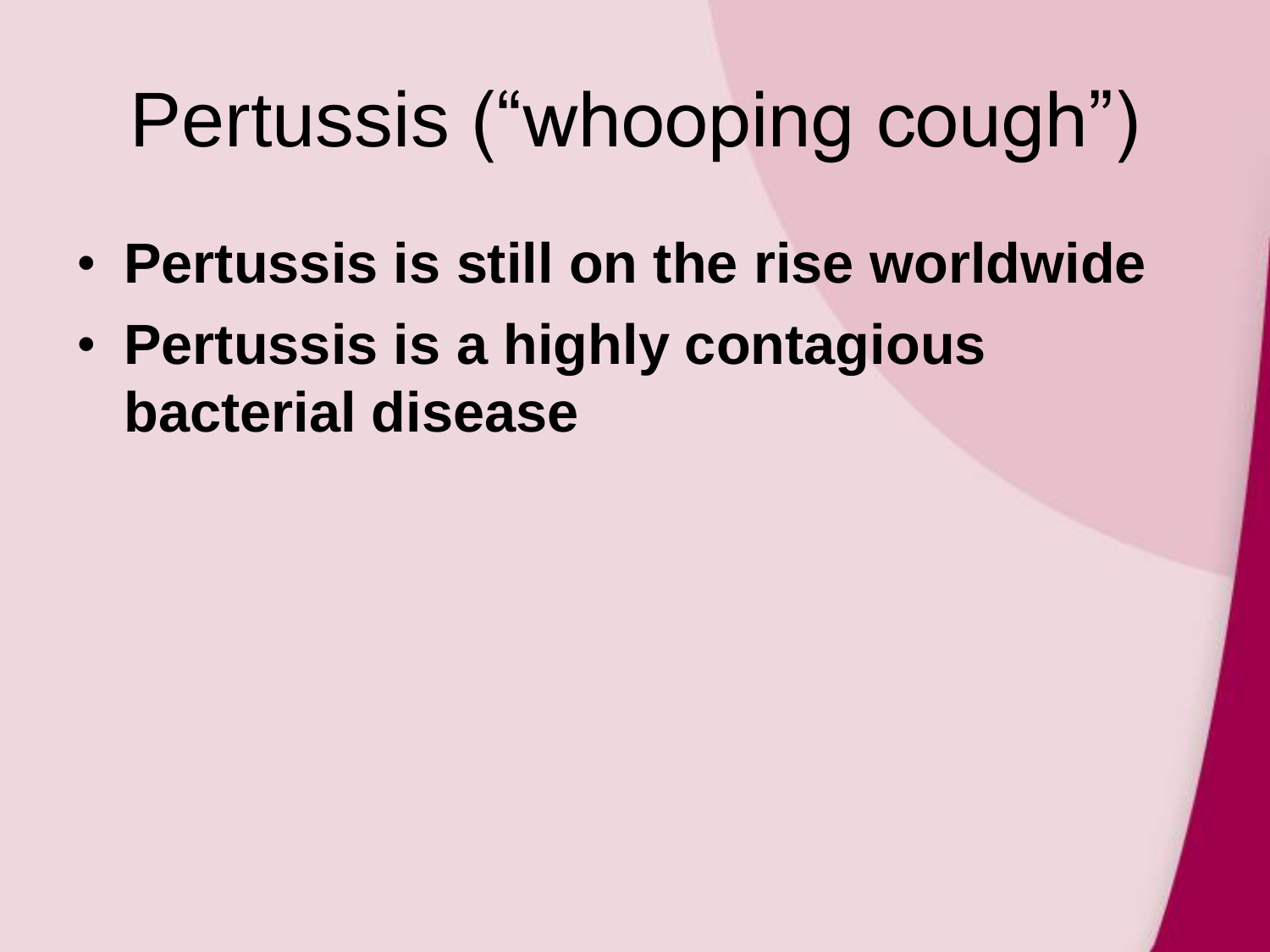# Pertussis (“whooping cough”)

- **Pertussis is still on the rise worldwide**
- **Pertussis is a highly contagious bacterial disease**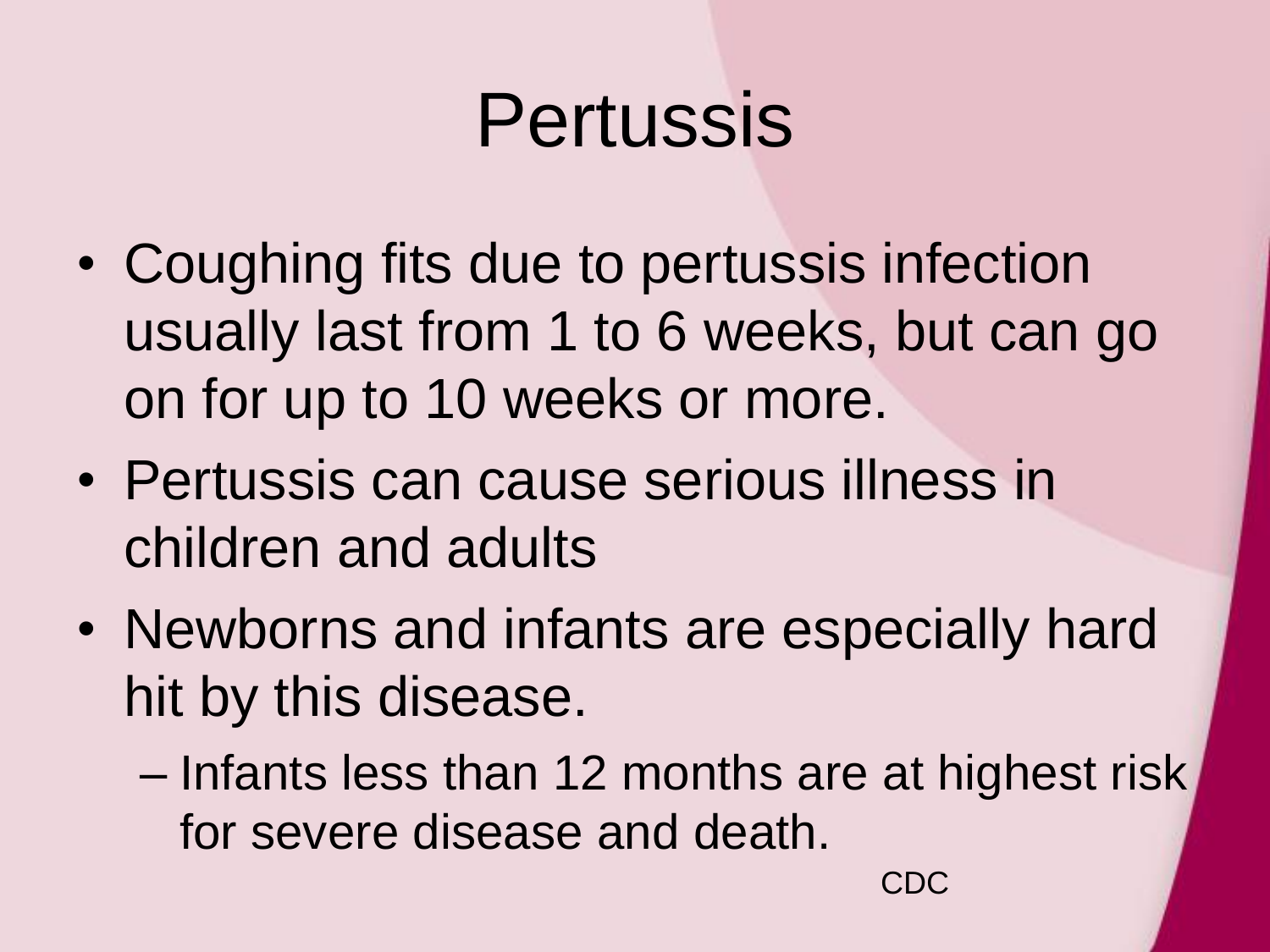# Pertussis

- Coughing fits due to pertussis infection usually last from 1 to 6 weeks, but can go on for up to 10 weeks or more.
- Pertussis can cause serious illness in children and adults
- Newborns and infants are especially hard hit by this disease.
  - Infants less than 12 months are at highest risk for severe disease and death.

CDC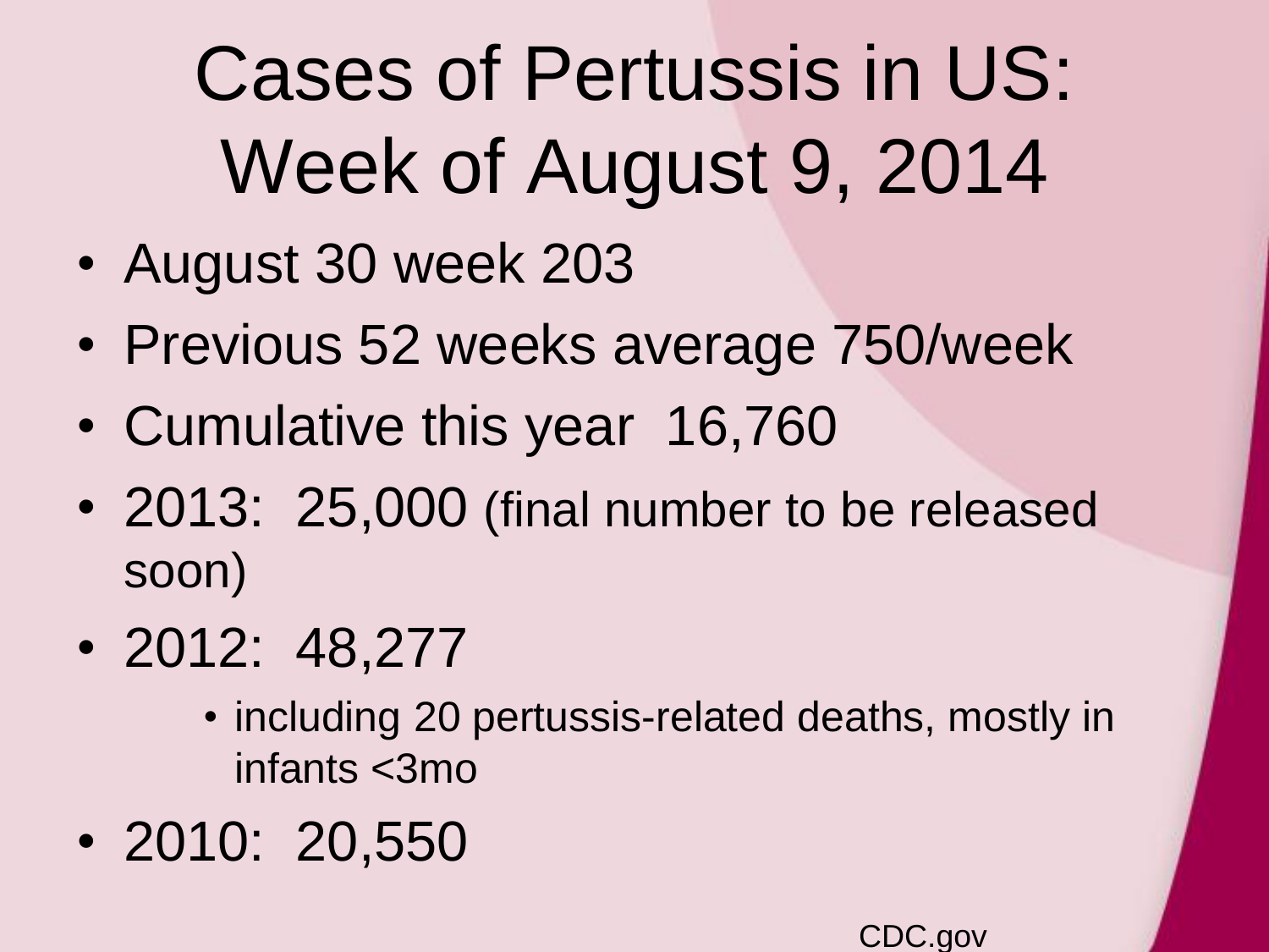# Cases of Pertussis in US: Week of August 9, 2014

- August 30 week 203
- Previous 52 weeks average 750/week
- Cumulative this year 16,760
- 2013: 25,000 (final number to be released soon)
- 2012: 48,277
  - including 20 pertussis-related deaths, mostly in infants <3mo
- 2010: 20,550

CDC.gov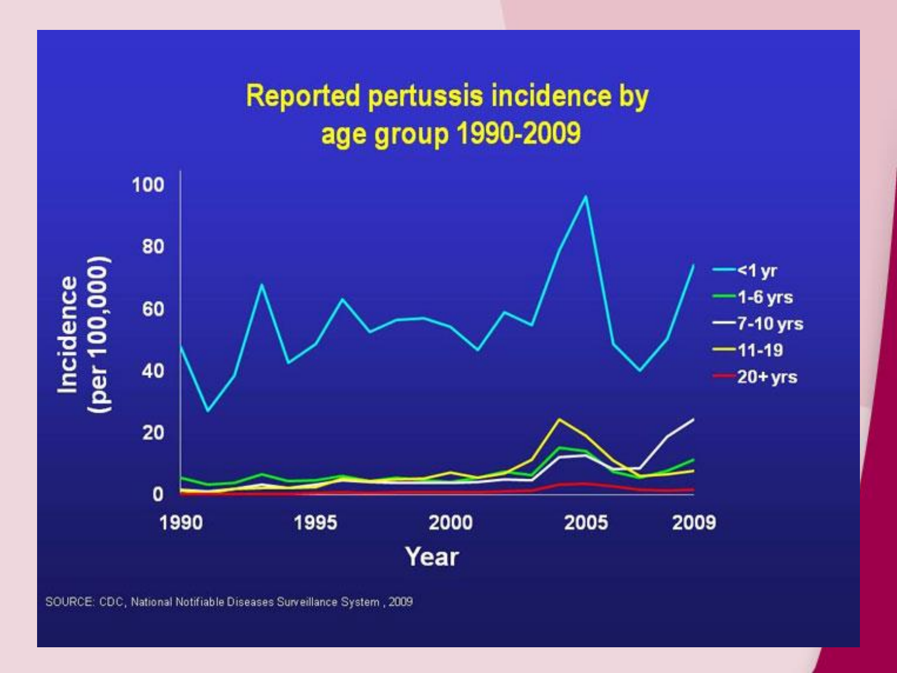# Reported pertussis incidence by age group 1990-2009

Incidence (per 100,000)

Year

<1 yr
1-6 yrs
7-10 yrs
11-19
20+ yrs

SOURCE: CDC, National Notifiable Diseases Surveillance System, 2009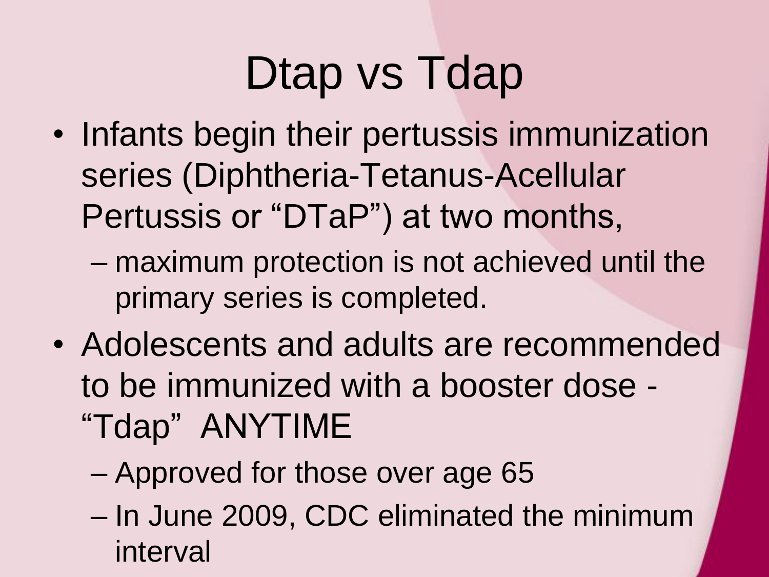# Dtap vs Tdap

- Infants begin their pertussis immunization series (Diphtheria-Tetanus-Acellular Pertussis or "DTaP") at two months,
  - maximum protection is not achieved until the primary series is completed.
- Adolescents and adults are recommended to be immunized with a booster dose - "Tdap" ANYTIME
  - Approved for those over age 65
  - In June 2009, CDC eliminated the minimum interval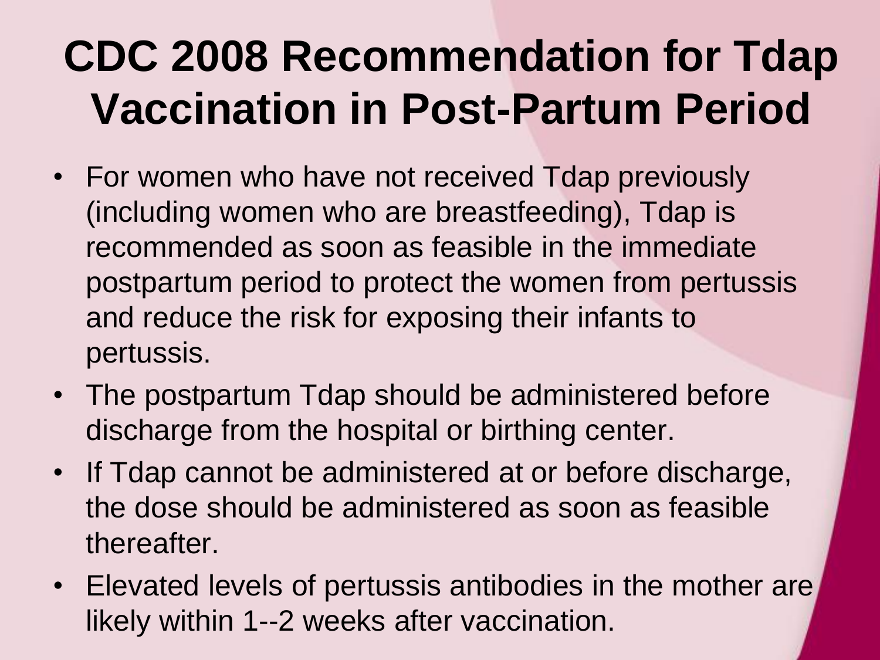# CDC 2008 Recommendation for Tdap Vaccination in Post-Partum Period

- For women who have not received Tdap previously (including women who are breastfeeding), Tdap is recommended as soon as feasible in the immediate postpartum period to protect the women from pertussis and reduce the risk for exposing their infants to pertussis.
- The postpartum Tdap should be administered before discharge from the hospital or birthing center.
- If Tdap cannot be administered at or before discharge, the dose should be administered as soon as feasible thereafter.
- Elevated levels of pertussis antibodies in the mother are likely within 1--2 weeks after vaccination.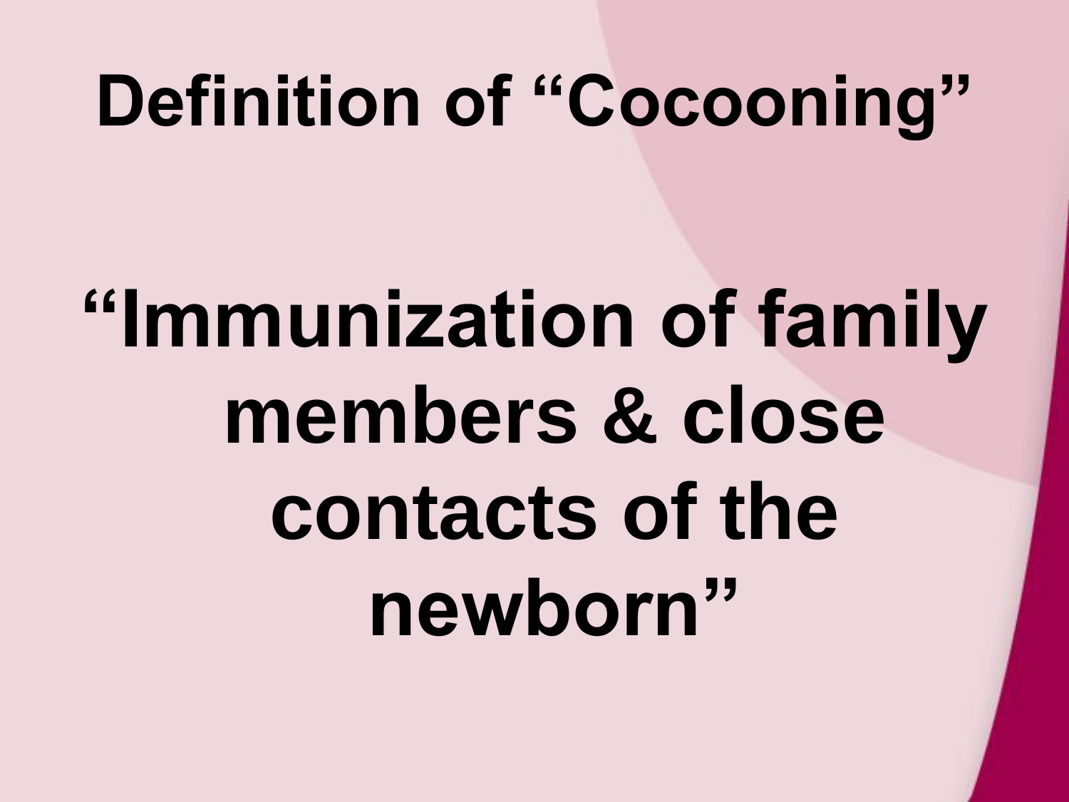# Definition of “Cocooning”

**“Immunization of family members & close contacts of the newborn”**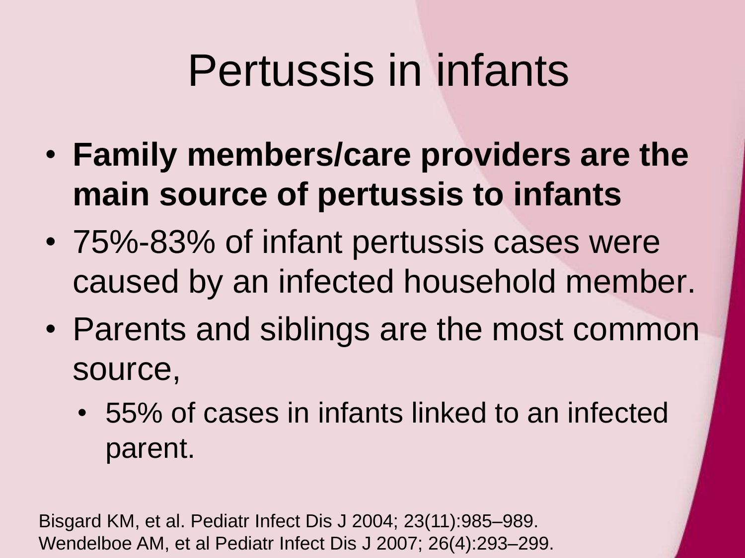# Pertussis in infants

- **Family members/care providers are the main source of pertussis to infants**
- 75%-83% of infant pertussis cases were caused by an infected household member.
- Parents and siblings are the most common source,
  - 55% of cases in infants linked to an infected parent.

Bisgard KM, et al. Pediatr Infect Dis J 2004; 23(11):985–989.
Wendelboe AM, et al Pediatr Infect Dis J 2007; 26(4):293–299.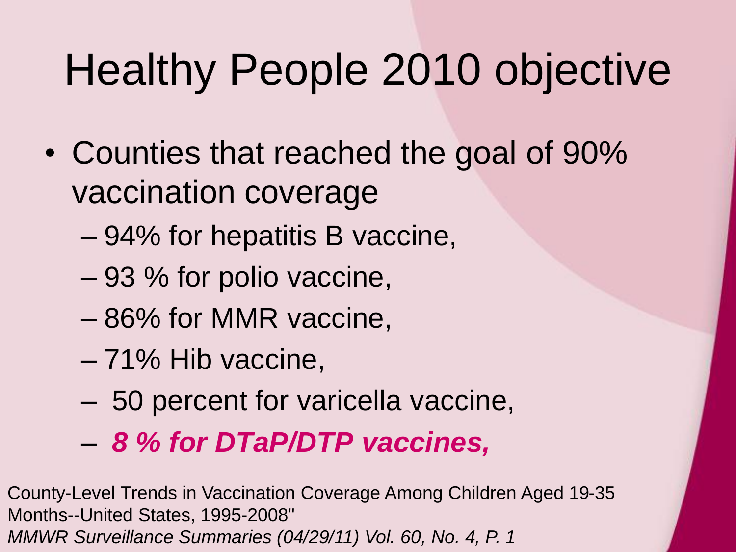# Healthy People 2010 objective

- Counties that reached the goal of 90% vaccination coverage
  - 94% for hepatitis B vaccine,
  - 93 % for polio vaccine,
  - 86% for MMR vaccine,
  - 71% Hib vaccine,
  - 50 percent for varicella vaccine,
  - ***8 % for DTaP/DTP vaccines,***

County-Level Trends in Vaccination Coverage Among Children Aged 19-35 Months--United States, 1995-2008"
*MMWR Surveillance Summaries (04/29/11) Vol. 60, No. 4, P. 1*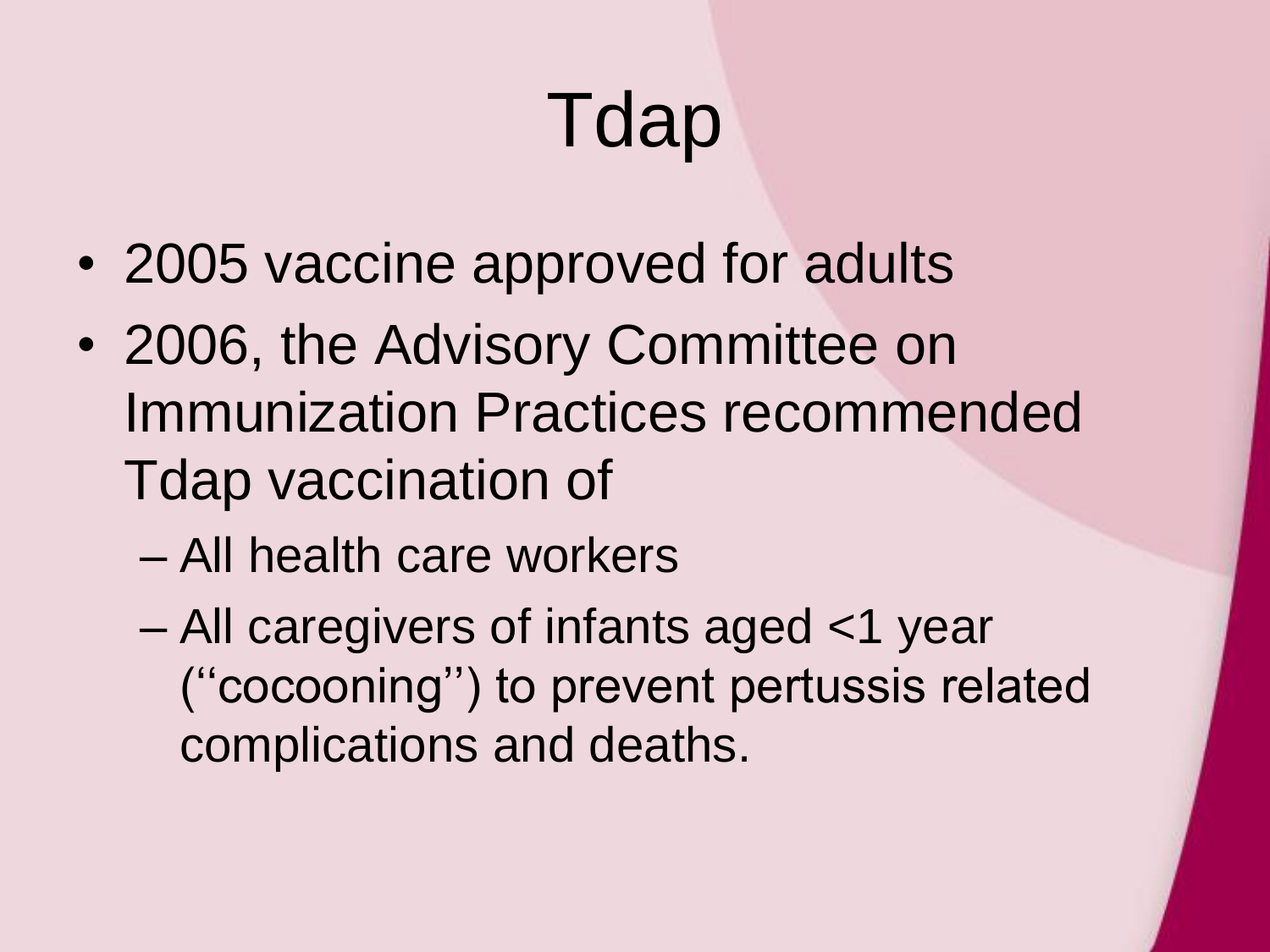# Tdap

- 2005 vaccine approved for adults
- 2006, the Advisory Committee on Immunization Practices recommended Tdap vaccination of
  - All health care workers
  - All caregivers of infants aged <1 year (''cocooning'') to prevent pertussis related complications and deaths.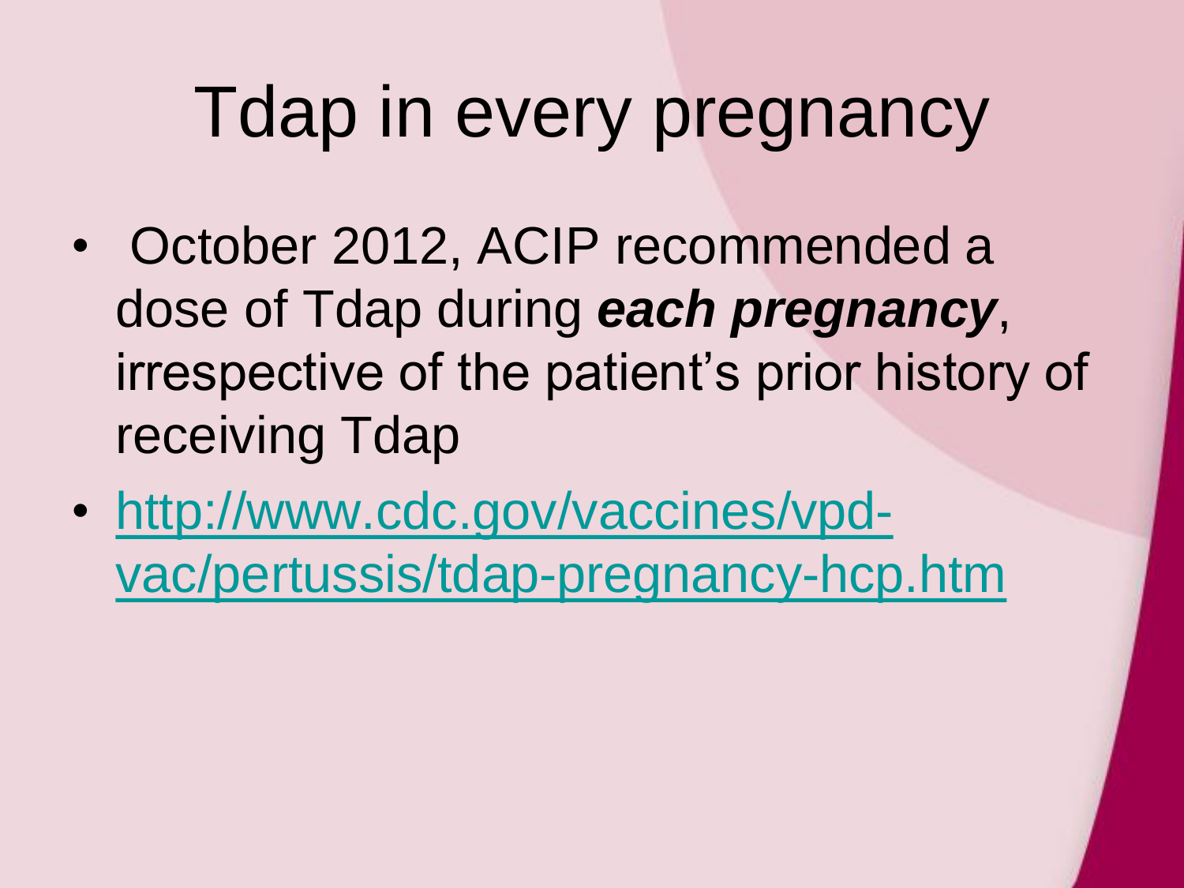# Tdap in every pregnancy

- October 2012, ACIP recommended a dose of Tdap during ***each pregnancy***, irrespective of the patient's prior history of receiving Tdap
- http://www.cdc.gov/vaccines/vpd-vac/pertussis/tdap-pregnancy-hcp.htm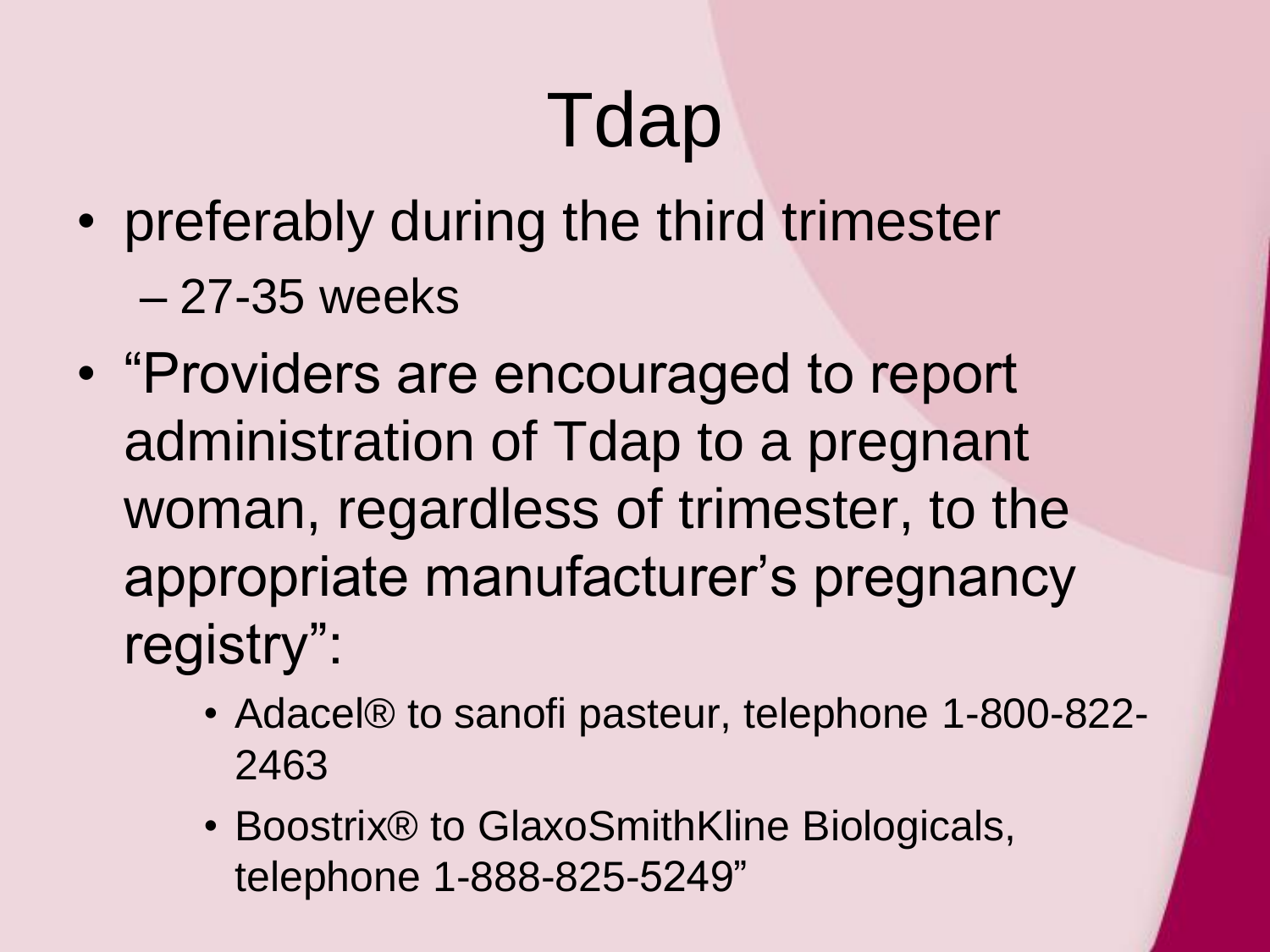# Tdap

- preferably during the third trimester
  - 27-35 weeks
- "Providers are encouraged to report administration of Tdap to a pregnant woman, regardless of trimester, to the appropriate manufacturer's pregnancy registry":
  - Adacel® to sanofi pasteur, telephone 1-800-822-2463
  - Boostrix® to GlaxoSmithKline Biologicals, telephone 1-888-825-5249"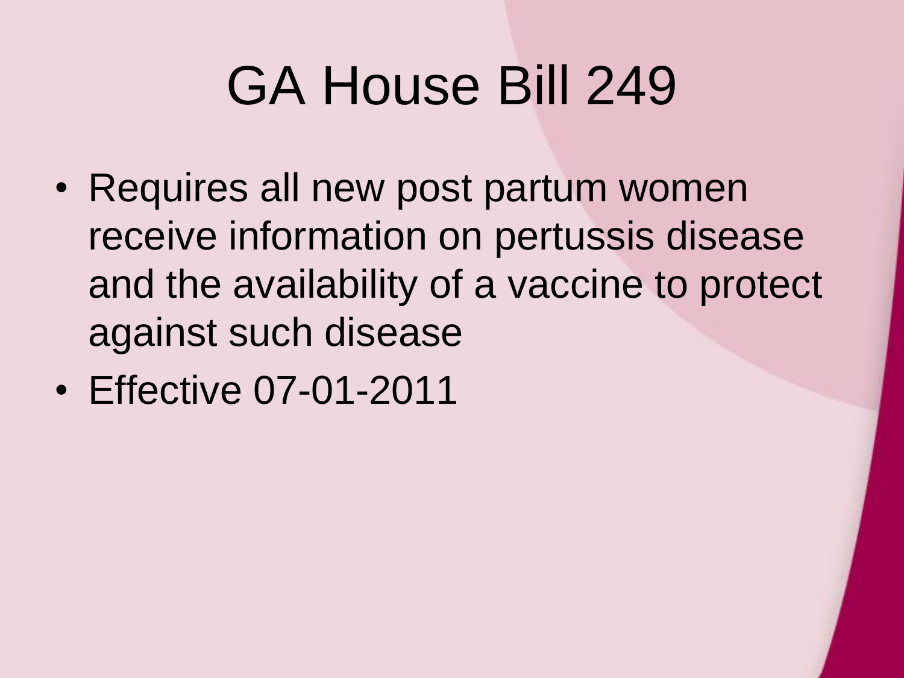# GA House Bill 249

- Requires all new post partum women receive information on pertussis disease and the availability of a vaccine to protect against such disease
- Effective 07-01-2011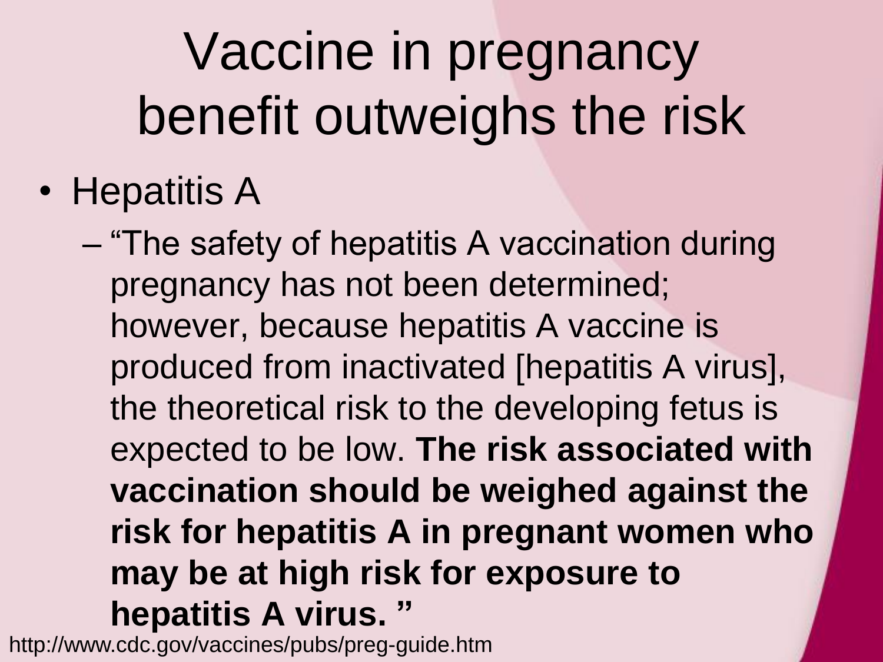# Vaccine in pregnancy benefit outweighs the risk

- Hepatitis A
  - "The safety of hepatitis A vaccination during pregnancy has not been determined; however, because hepatitis A vaccine is produced from inactivated [hepatitis A virus], the theoretical risk to the developing fetus is expected to be low. **The risk associated with vaccination should be weighed against the risk for hepatitis A in pregnant women who may be at high risk for exposure to hepatitis A virus.** "

http://www.cdc.gov/vaccines/pubs/preg-guide.htm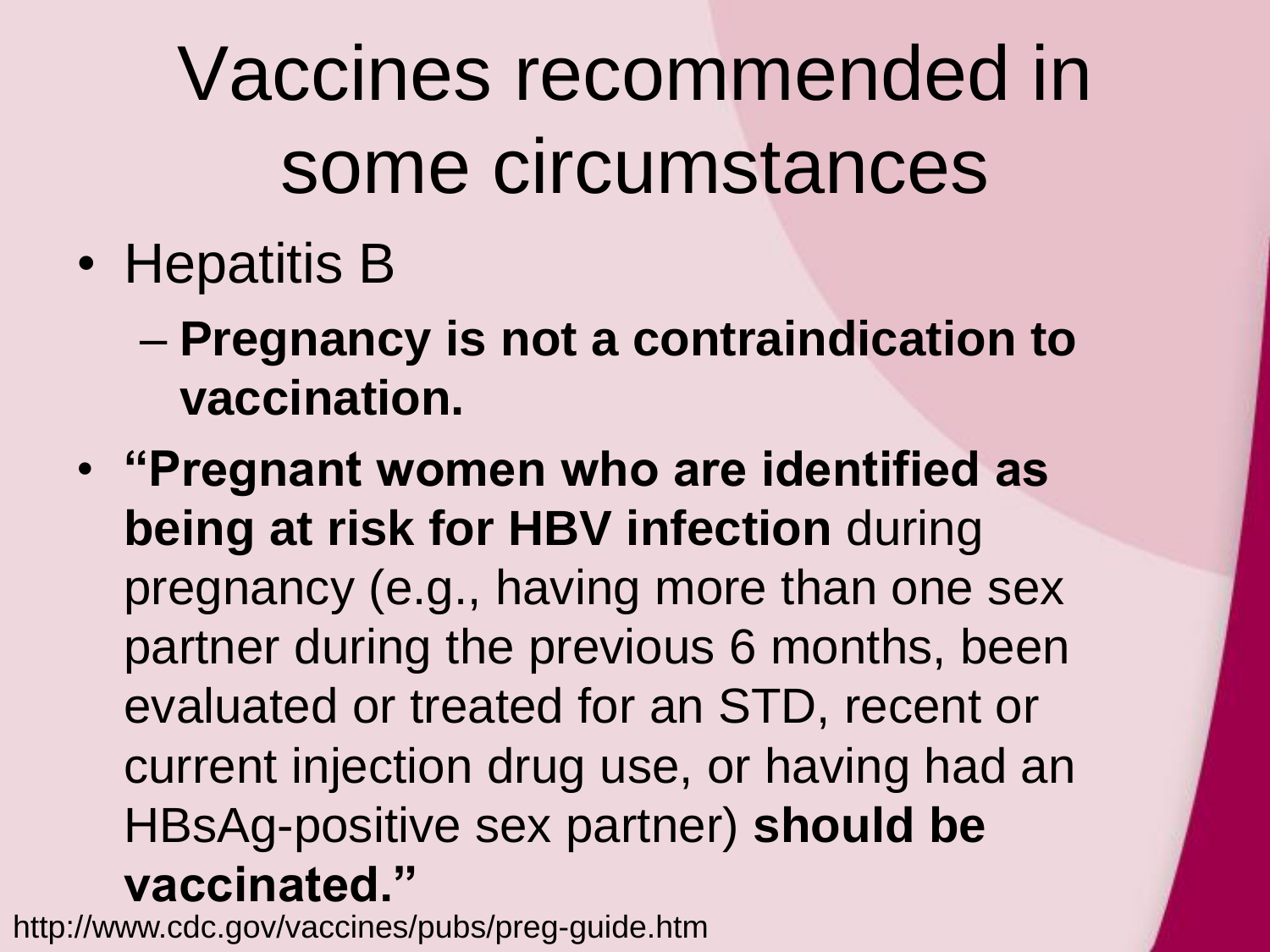# Vaccines recommended in some circumstances

- Hepatitis B
  - **Pregnancy is not a contraindication to vaccination.**
- **"Pregnant women who are identified as being at risk for HBV infection** during pregnancy (e.g., having more than one sex partner during the previous 6 months, been evaluated or treated for an STD, recent or current injection drug use, or having had an HBsAg-positive sex partner) **should be vaccinated."**

http://www.cdc.gov/vaccines/pubs/preg-guide.htm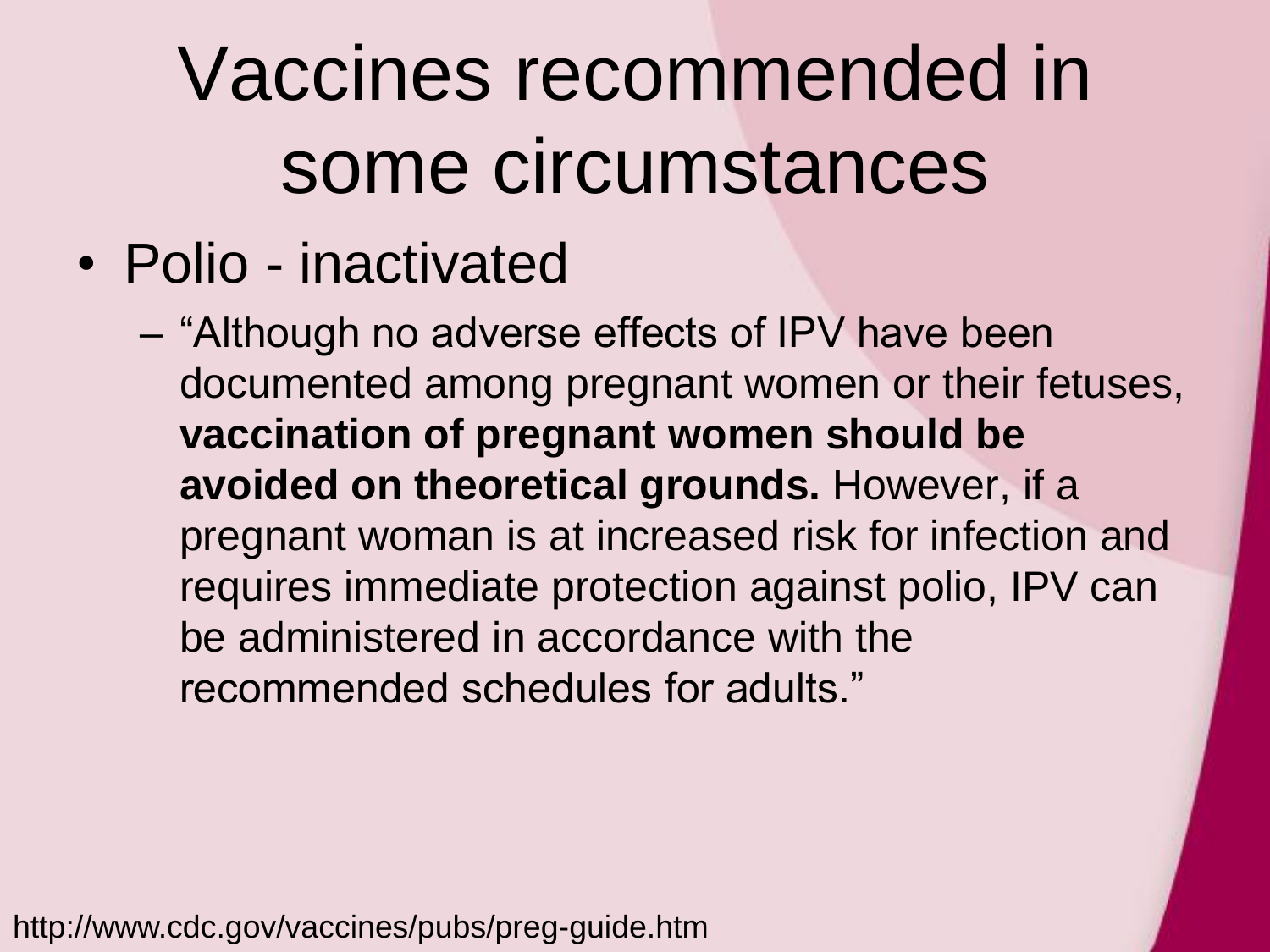# Vaccines recommended in some circumstances

- Polio - inactivated
  - "Although no adverse effects of IPV have been documented among pregnant women or their fetuses, **vaccination of pregnant women should be avoided on theoretical grounds.** However, if a pregnant woman is at increased risk for infection and requires immediate protection against polio, IPV can be administered in accordance with the recommended schedules for adults."

http://www.cdc.gov/vaccines/pubs/preg-guide.htm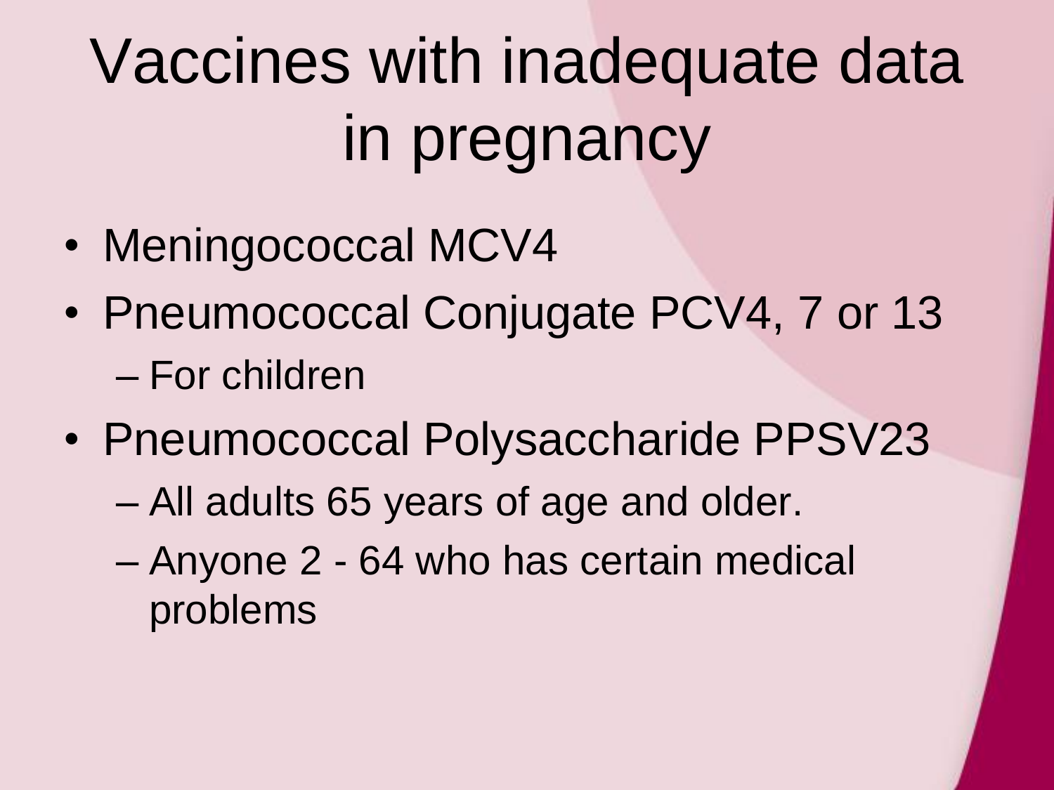# Vaccines with inadequate data in pregnancy

- Meningococcal MCV4
- Pneumococcal Conjugate PCV4, 7 or 13
  - For children
- Pneumococcal Polysaccharide PPSV23
  - All adults 65 years of age and older.
  - Anyone 2 - 64 who has certain medical problems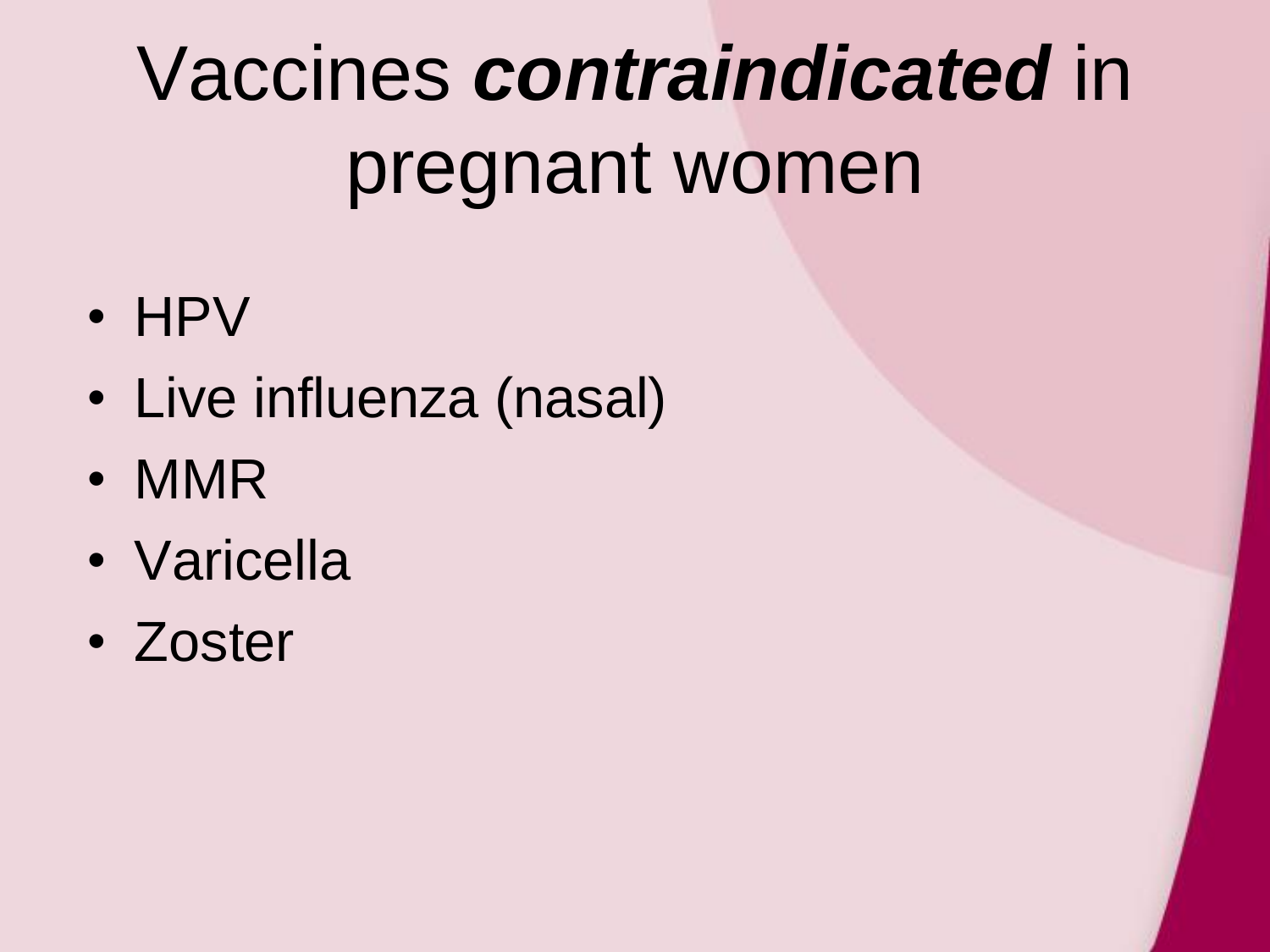# Vaccines ***contraindicated*** in pregnant women

- HPV
- Live influenza (nasal)
- MMR
- Varicella
- Zoster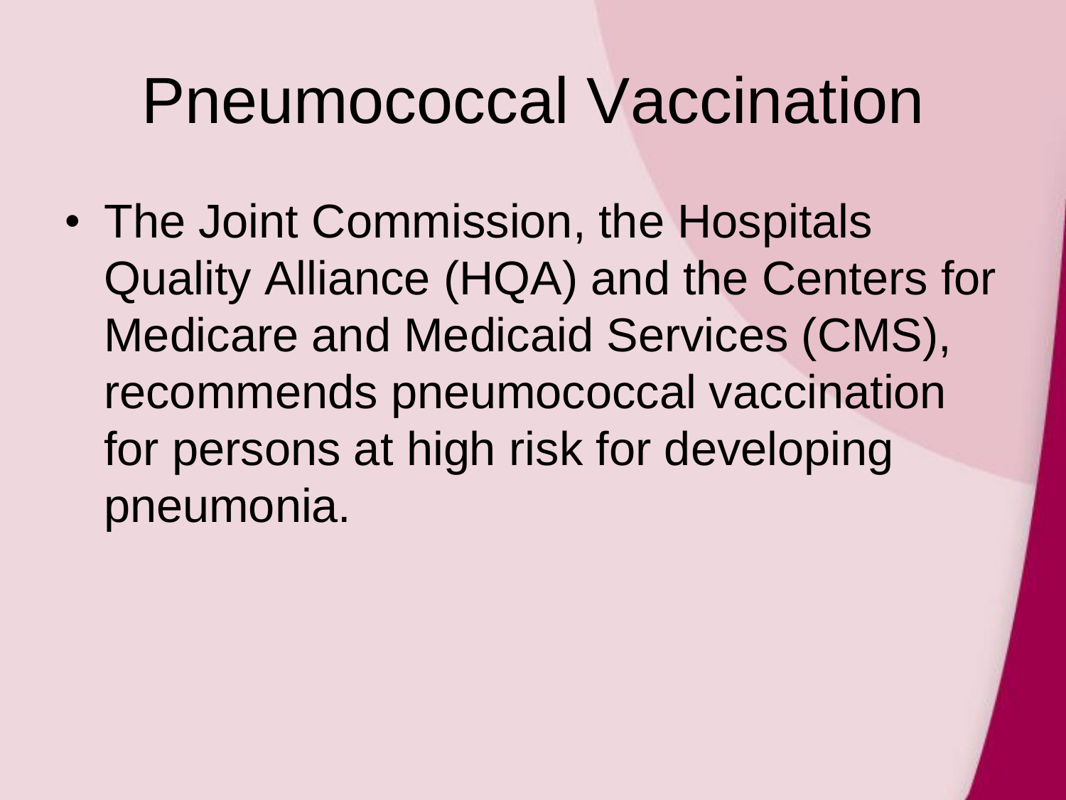# Pneumococcal Vaccination

- The Joint Commission, the Hospitals Quality Alliance (HQA) and the Centers for Medicare and Medicaid Services (CMS), recommends pneumococcal vaccination for persons at high risk for developing pneumonia.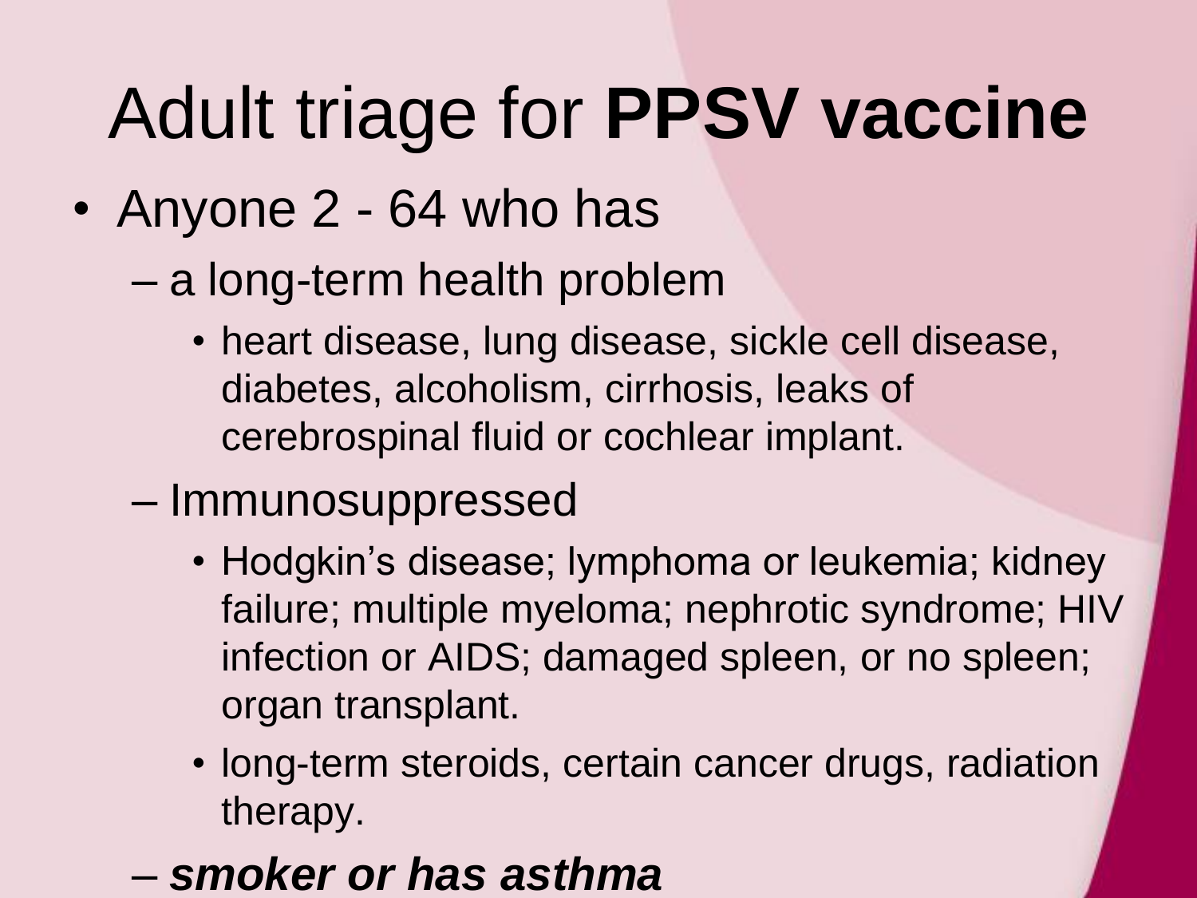# Adult triage for **PPSV vaccine**

- Anyone 2 - 64 who has
  - a long-term health problem
    - heart disease, lung disease, sickle cell disease, diabetes, alcoholism, cirrhosis, leaks of cerebrospinal fluid or cochlear implant.
  - Immunosuppressed
    - Hodgkin's disease; lymphoma or leukemia; kidney failure; multiple myeloma; nephrotic syndrome; HIV infection or AIDS; damaged spleen, or no spleen; organ transplant.
    - long-term steroids, certain cancer drugs, radiation therapy.
  - ***smoker or has asthma***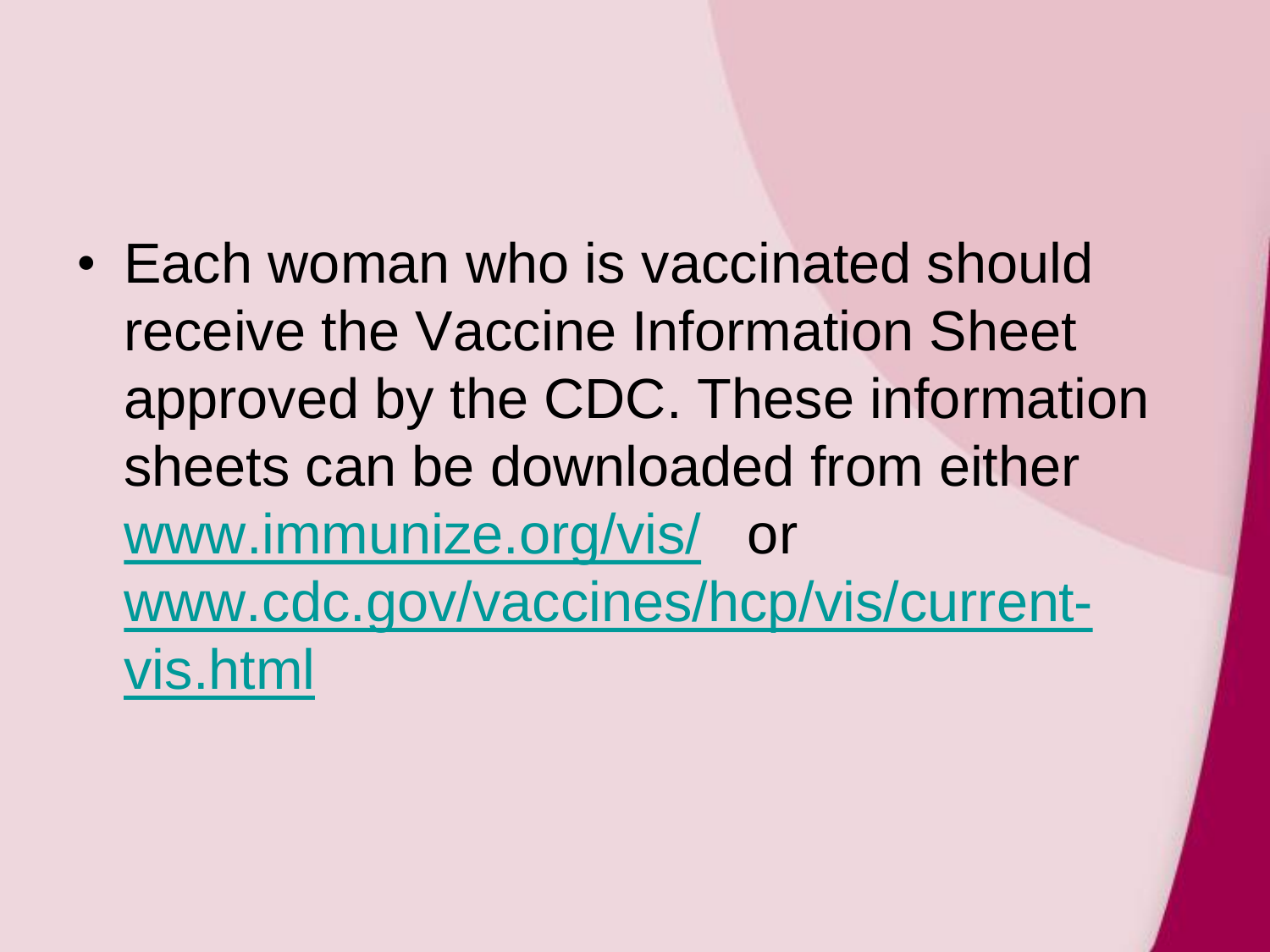- Each woman who is vaccinated should receive the Vaccine Information Sheet approved by the CDC. These information sheets can be downloaded from either www.immunize.org/vis/ or www.cdc.gov/vaccines/hcp/vis/current-vis.html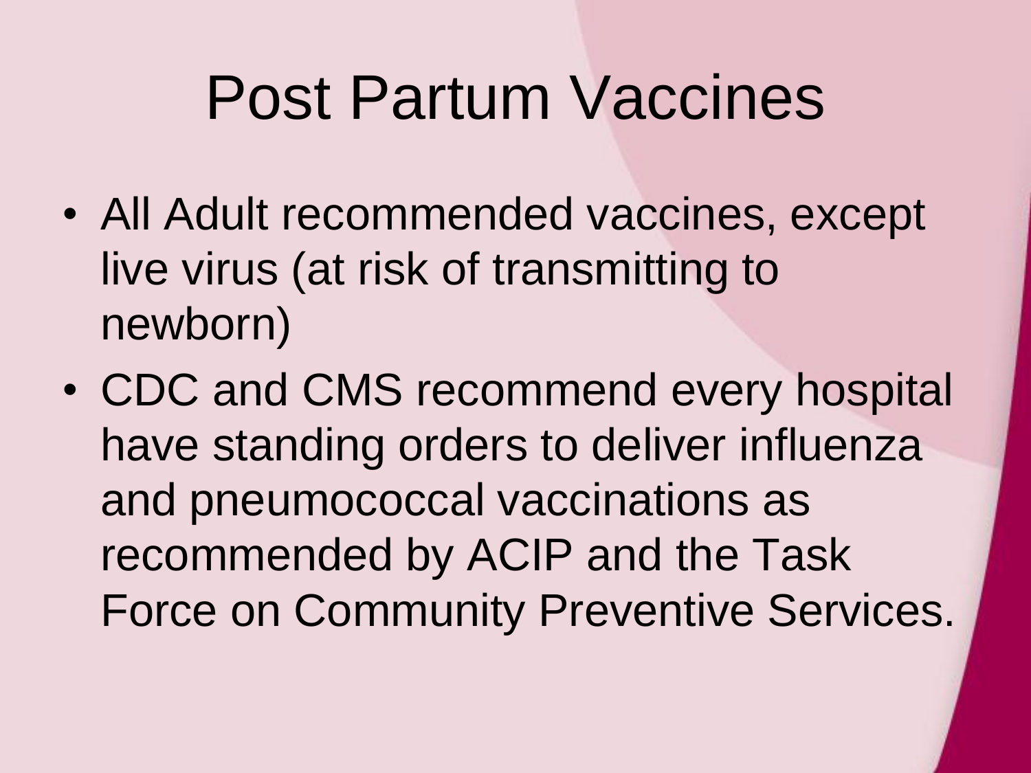# Post Partum Vaccines

- All Adult recommended vaccines, except live virus (at risk of transmitting to newborn)
- CDC and CMS recommend every hospital have standing orders to deliver influenza and pneumococcal vaccinations as recommended by ACIP and the Task Force on Community Preventive Services.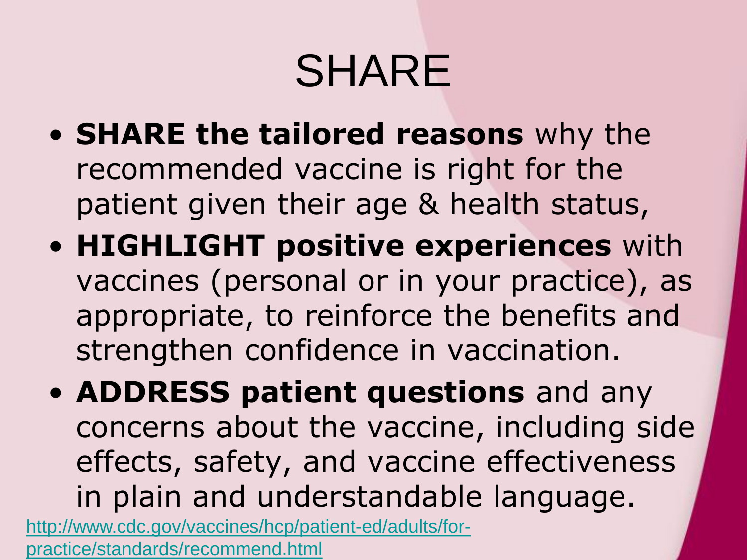# SHARE

- **SHARE the tailored reasons** why the recommended vaccine is right for the patient given their age & health status,
- **HIGHLIGHT positive experiences** with vaccines (personal or in your practice), as appropriate, to reinforce the benefits and strengthen confidence in vaccination.
- **ADDRESS patient questions** and any concerns about the vaccine, including side effects, safety, and vaccine effectiveness in plain and understandable language.

http://www.cdc.gov/vaccines/hcp/patient-ed/adults/for-practice/standards/recommend.html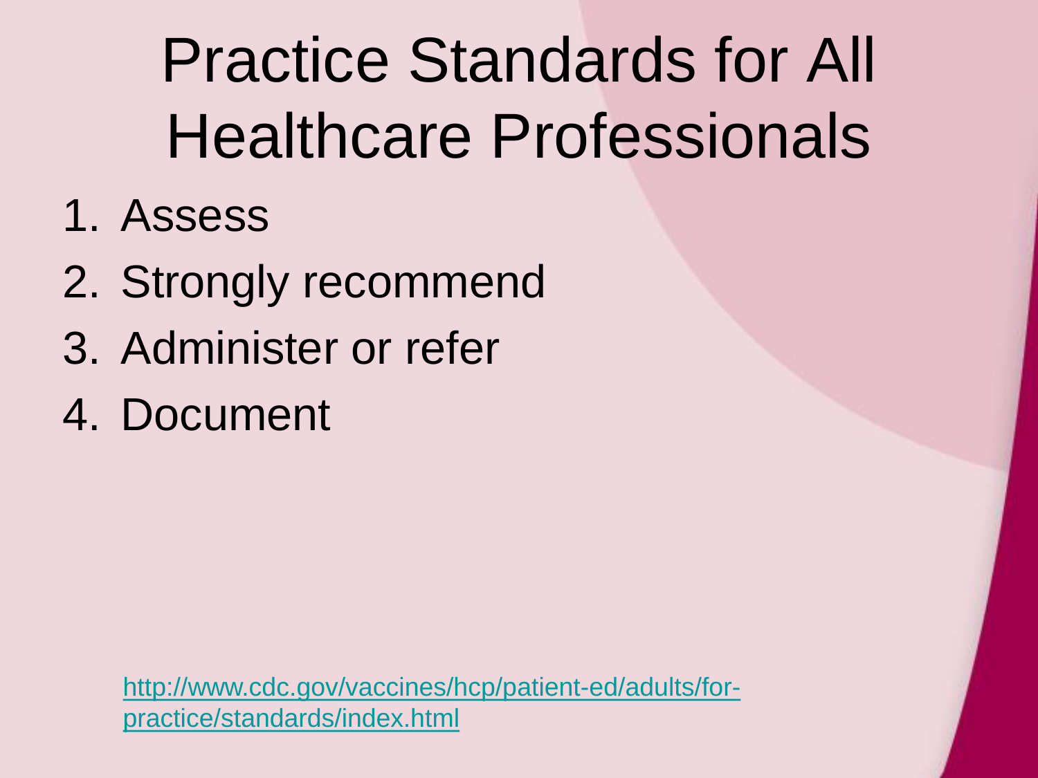# Practice Standards for All Healthcare Professionals

1. Assess
2. Strongly recommend
3. Administer or refer
4. Document

[http://www.cdc.gov/vaccines/hcp/patient-ed/adults/for-practice/standards/index.html](http://www.cdc.gov/vaccines/hcp/patient-ed/adults/for-practice/standards/index.html)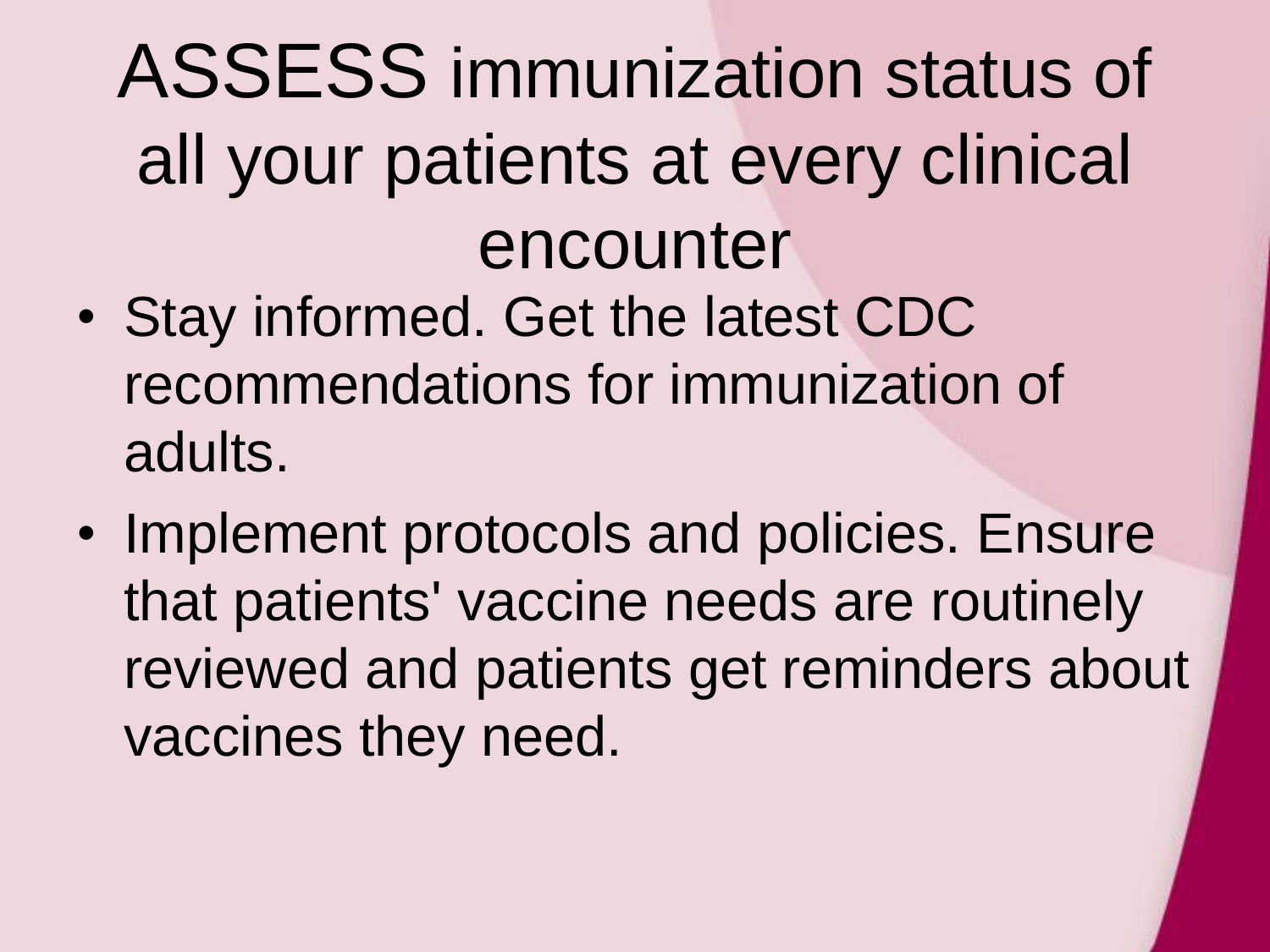# ASSESS immunization status of all your patients at every clinical encounter

- Stay informed. Get the latest CDC recommendations for immunization of adults.
- Implement protocols and policies. Ensure that patients' vaccine needs are routinely reviewed and patients get reminders about vaccines they need.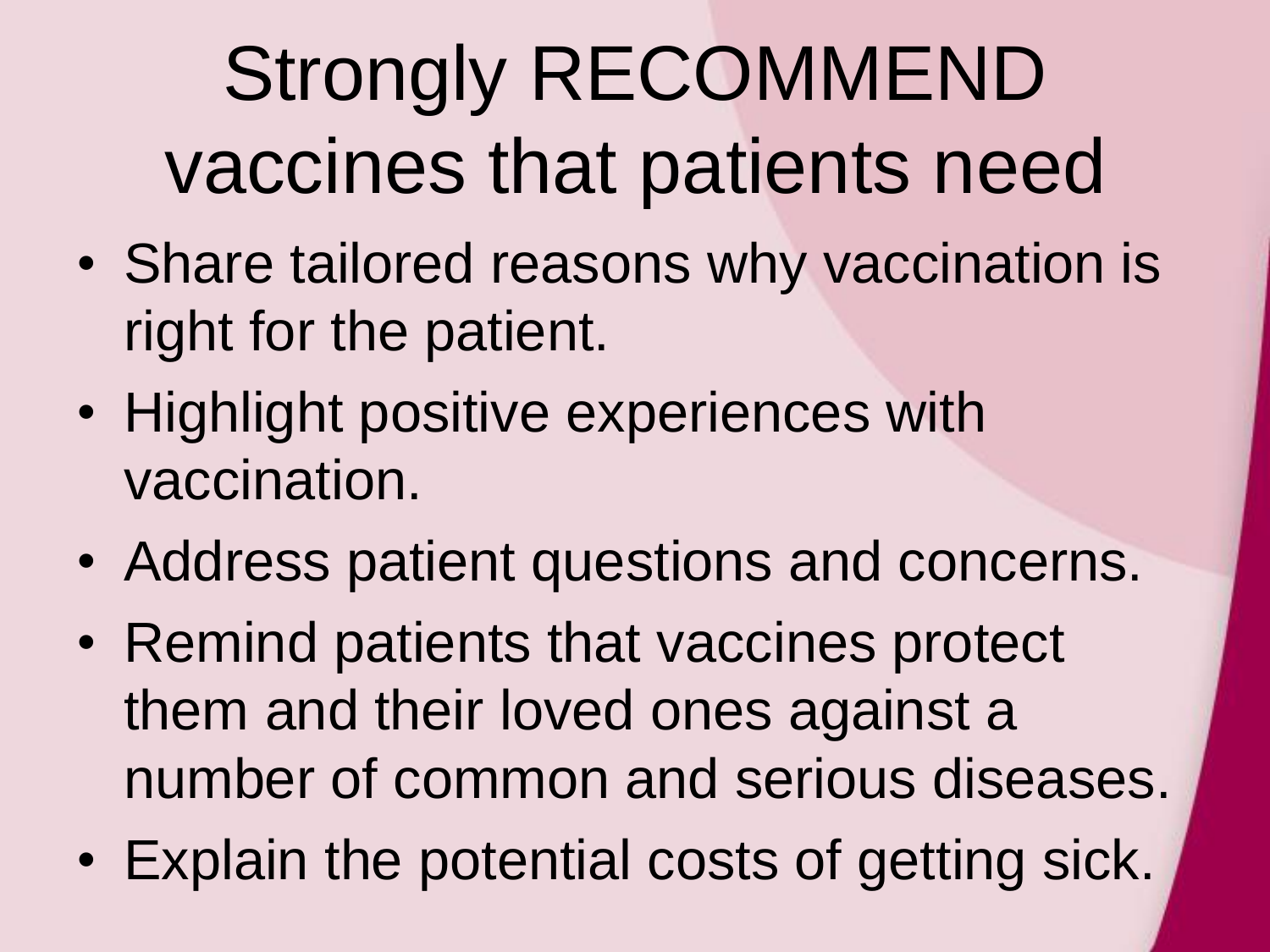# Strongly RECOMMEND vaccines that patients need

- Share tailored reasons why vaccination is right for the patient.
- Highlight positive experiences with vaccination.
- Address patient questions and concerns.
- Remind patients that vaccines protect them and their loved ones against a number of common and serious diseases.
- Explain the potential costs of getting sick.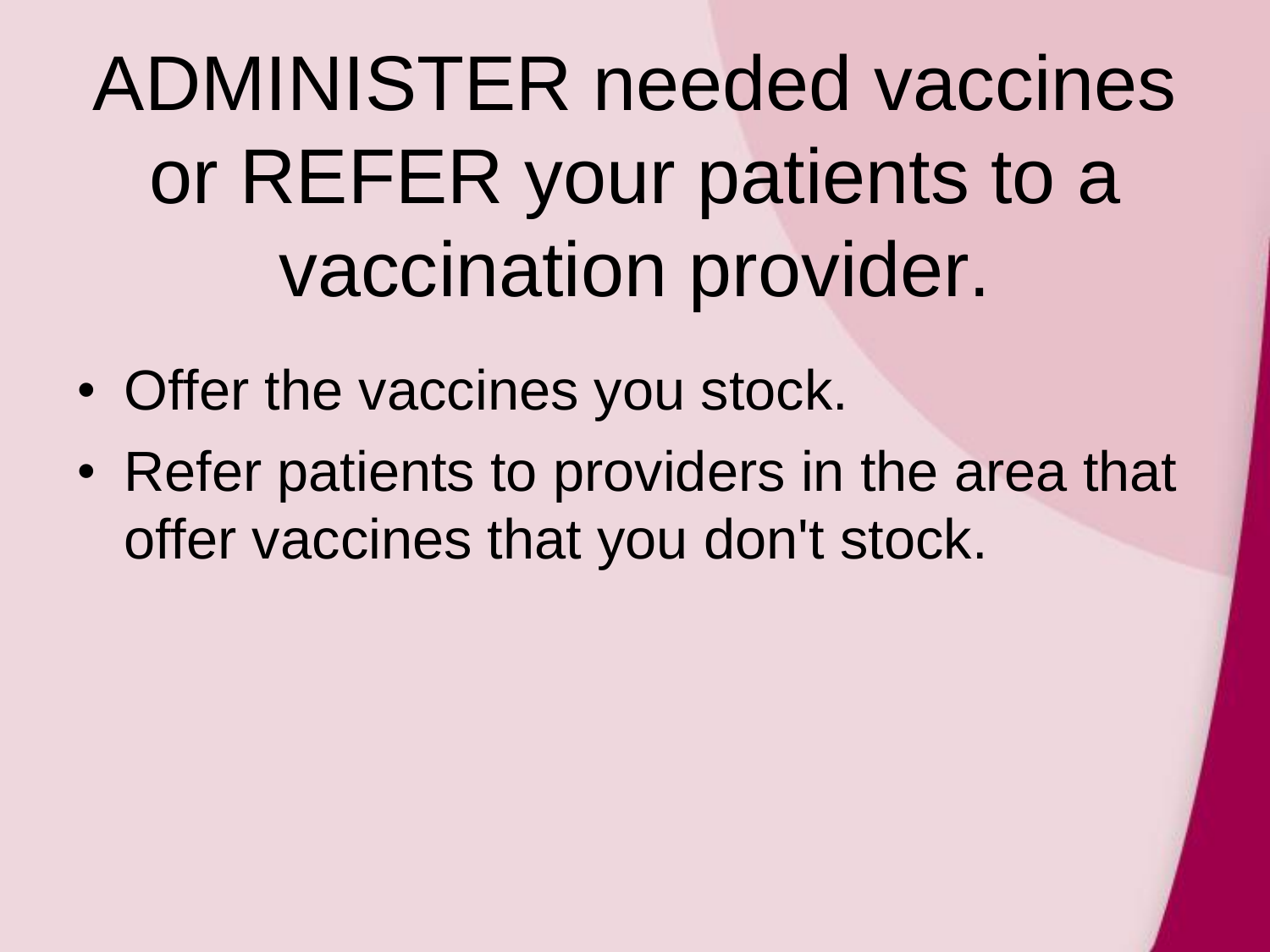# ADMINISTER needed vaccines or REFER your patients to a vaccination provider.

- Offer the vaccines you stock.
- Refer patients to providers in the area that offer vaccines that you don't stock.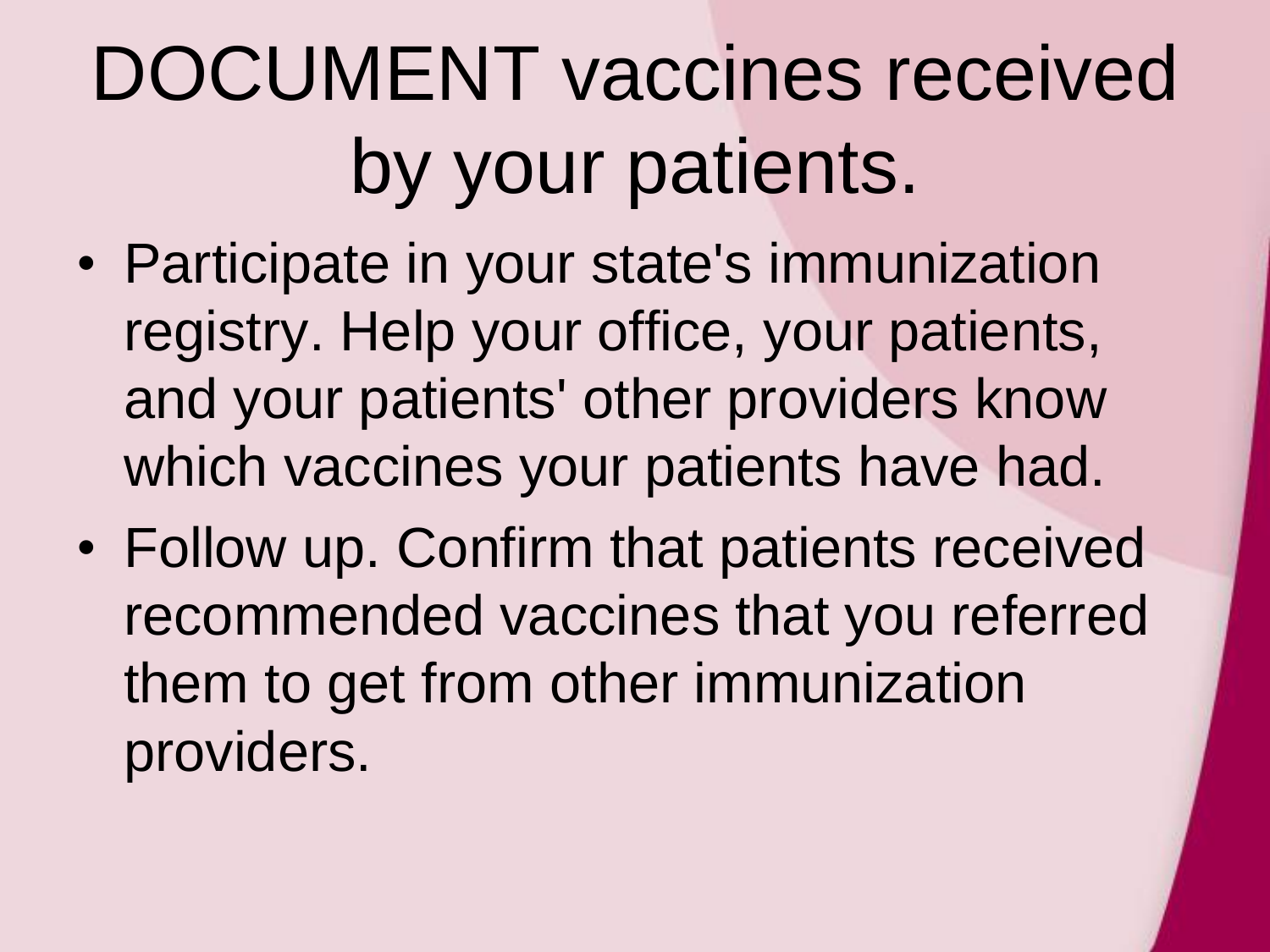# DOCUMENT vaccines received by your patients.

- Participate in your state's immunization registry. Help your office, your patients, and your patients' other providers know which vaccines your patients have had.
- Follow up. Confirm that patients received recommended vaccines that you referred them to get from other immunization providers.